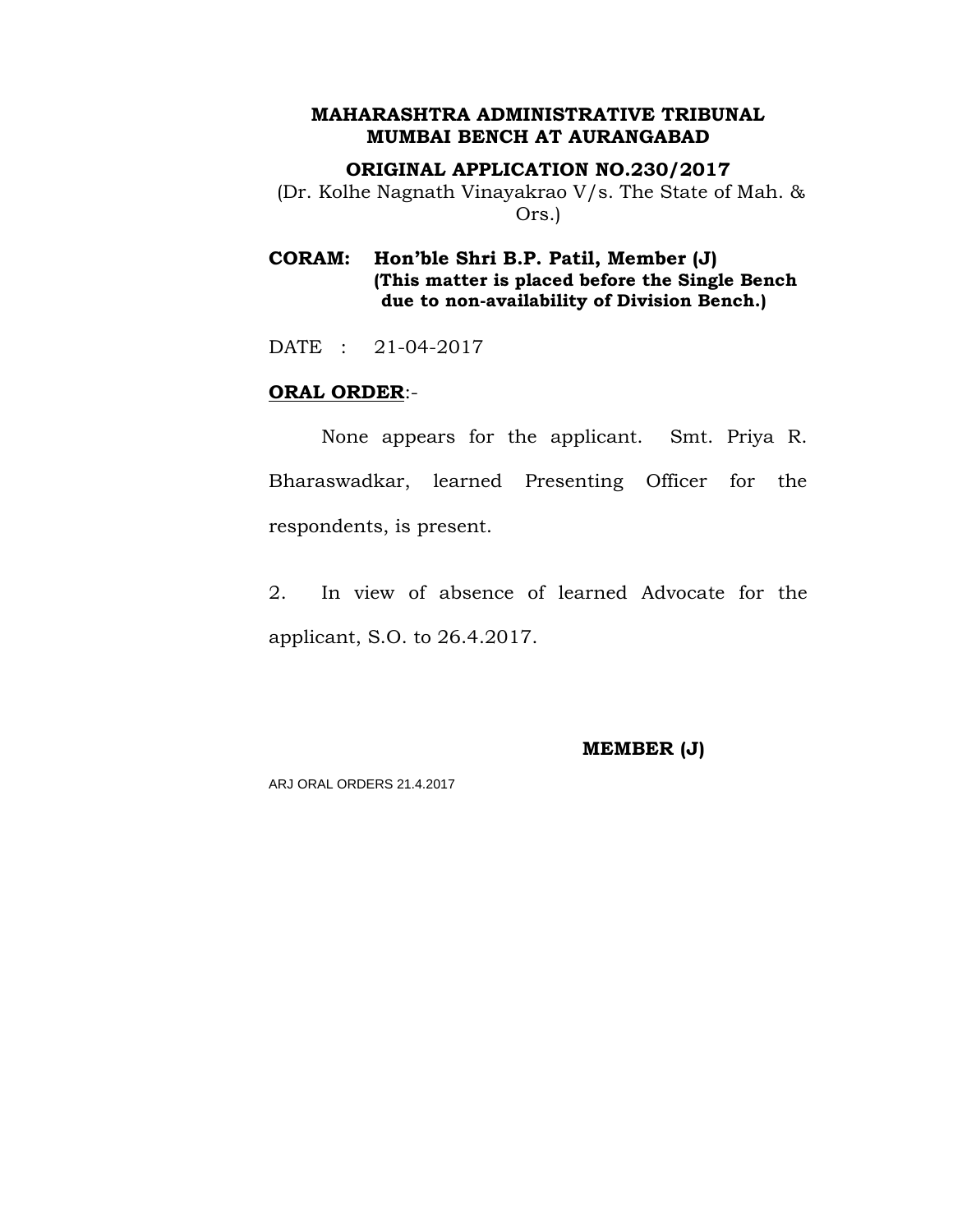**MAHARASHTRA ADMINISTRATIVE TRIBUNAL**
**MUMBAI BENCH AT AURANGABAD**

**ORIGINAL APPLICATION NO.230/2017**
(Dr. Kolhe Nagnath Vinayakrao V/s. The State of Mah. & Ors.)

**CORAM: Hon'ble Shri B.P. Patil, Member (J)**
**(This matter is placed before the Single Bench due to non-availability of Division Bench.)**

DATE : 21-04-2017

**ORAL ORDER**:-

None appears for the applicant. Smt. Priya R. Bharaswadkar, learned Presenting Officer for the respondents, is present.

2. In view of absence of learned Advocate for the applicant, S.O. to 26.4.2017.

**MEMBER (J)**

ARJ ORAL ORDERS 21.4.2017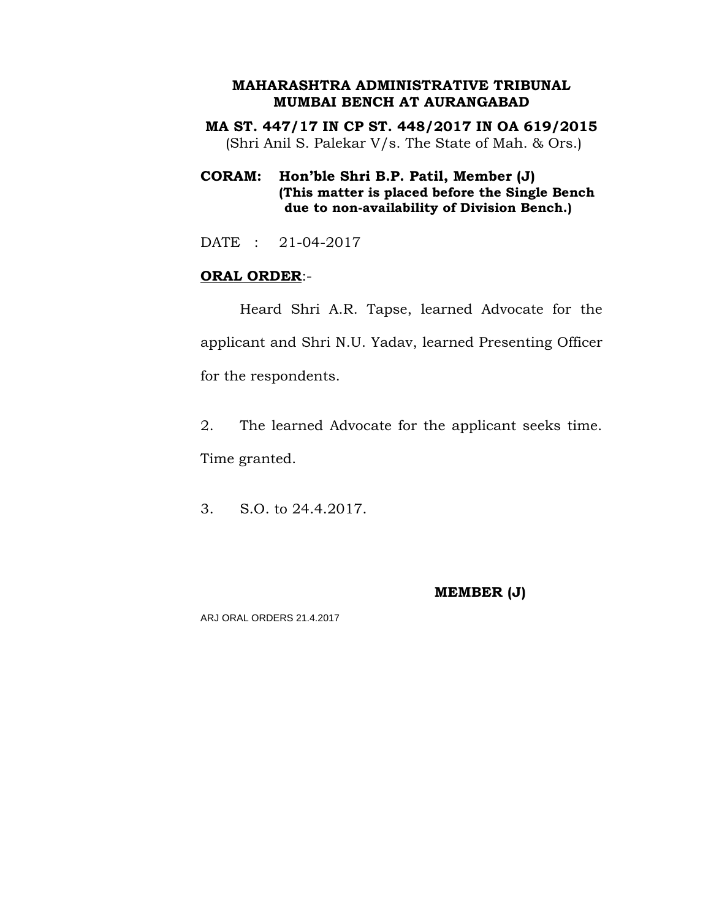**MAHARASHTRA ADMINISTRATIVE TRIBUNAL**
**MUMBAI BENCH AT AURANGABAD**

**MA ST. 447/17 IN CP ST. 448/2017 IN OA 619/2015**
(Shri Anil S. Palekar V/s. The State of Mah. & Ors.)

**CORAM: Hon'ble Shri B.P. Patil, Member (J)**
**(This matter is placed before the Single Bench due to non-availability of Division Bench.)**

DATE : 21-04-2017

**ORAL ORDER**:-

Heard Shri A.R. Tapse, learned Advocate for the applicant and Shri N.U. Yadav, learned Presenting Officer for the respondents.

2. The learned Advocate for the applicant seeks time. Time granted.

3. S.O. to 24.4.2017.

**MEMBER (J)**

ARJ ORAL ORDERS 21.4.2017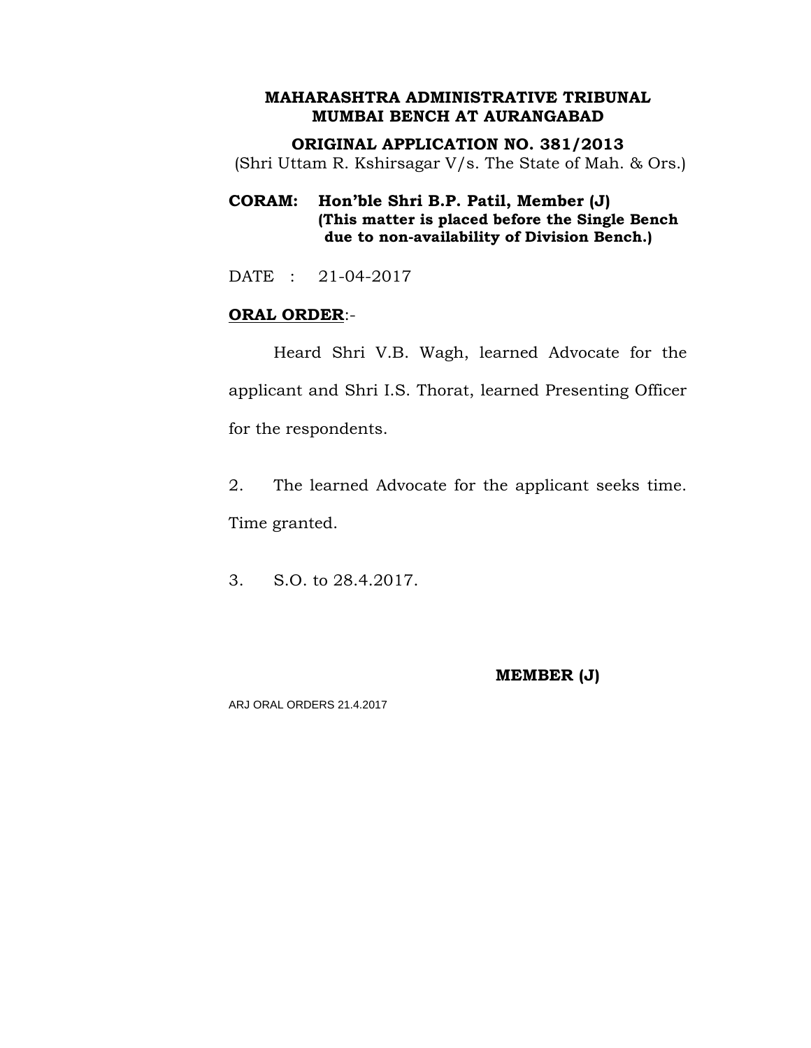**MAHARASHTRA ADMINISTRATIVE TRIBUNAL**
**MUMBAI BENCH AT AURANGABAD**

**ORIGINAL APPLICATION NO. 381/2013**
(Shri Uttam R. Kshirsagar V/s. The State of Mah. & Ors.)

**CORAM: Hon'ble Shri B.P. Patil, Member (J)**
**(This matter is placed before the Single Bench due to non-availability of Division Bench.)**

DATE : 21-04-2017

**ORAL ORDER**:-

Heard Shri V.B. Wagh, learned Advocate for the applicant and Shri I.S. Thorat, learned Presenting Officer for the respondents.

2. The learned Advocate for the applicant seeks time. Time granted.

3. S.O. to 28.4.2017.

**MEMBER (J)**

ARJ ORAL ORDERS 21.4.2017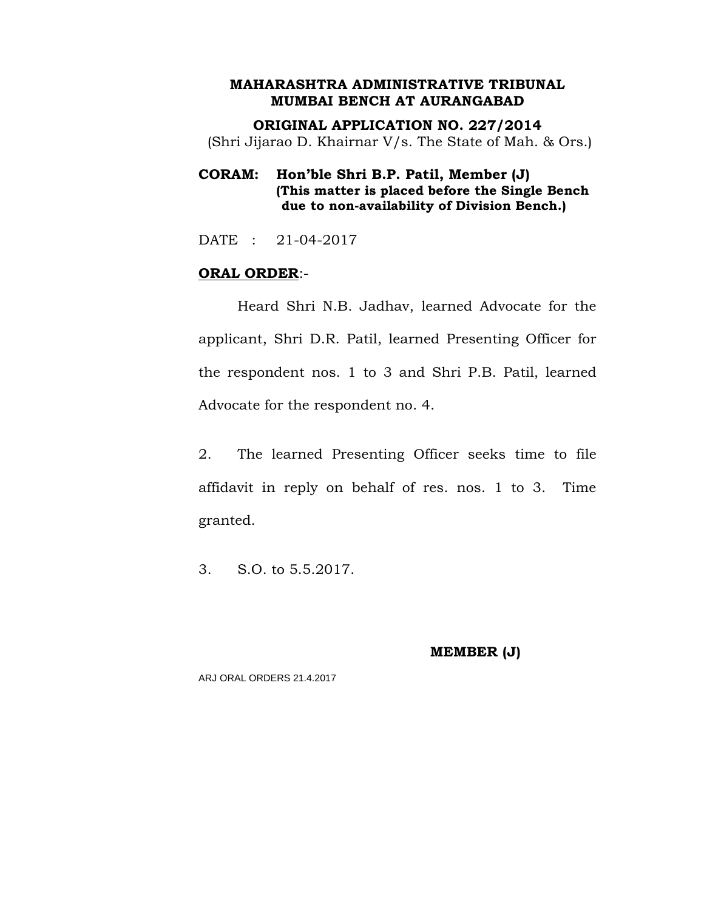**MAHARASHTRA ADMINISTRATIVE TRIBUNAL**
**MUMBAI BENCH AT AURANGABAD**

**ORIGINAL APPLICATION NO. 227/2014**
(Shri Jijarao D. Khairnar V/s. The State of Mah. & Ors.)

**CORAM: Hon'ble Shri B.P. Patil, Member (J)**
**(This matter is placed before the Single Bench due to non-availability of Division Bench.)**

DATE : 21-04-2017

**ORAL ORDER**:-

Heard Shri N.B. Jadhav, learned Advocate for the applicant, Shri D.R. Patil, learned Presenting Officer for the respondent nos. 1 to 3 and Shri P.B. Patil, learned Advocate for the respondent no. 4.

2. The learned Presenting Officer seeks time to file affidavit in reply on behalf of res. nos. 1 to 3. Time granted.

3. S.O. to 5.5.2017.

**MEMBER (J)**

ARJ ORAL ORDERS 21.4.2017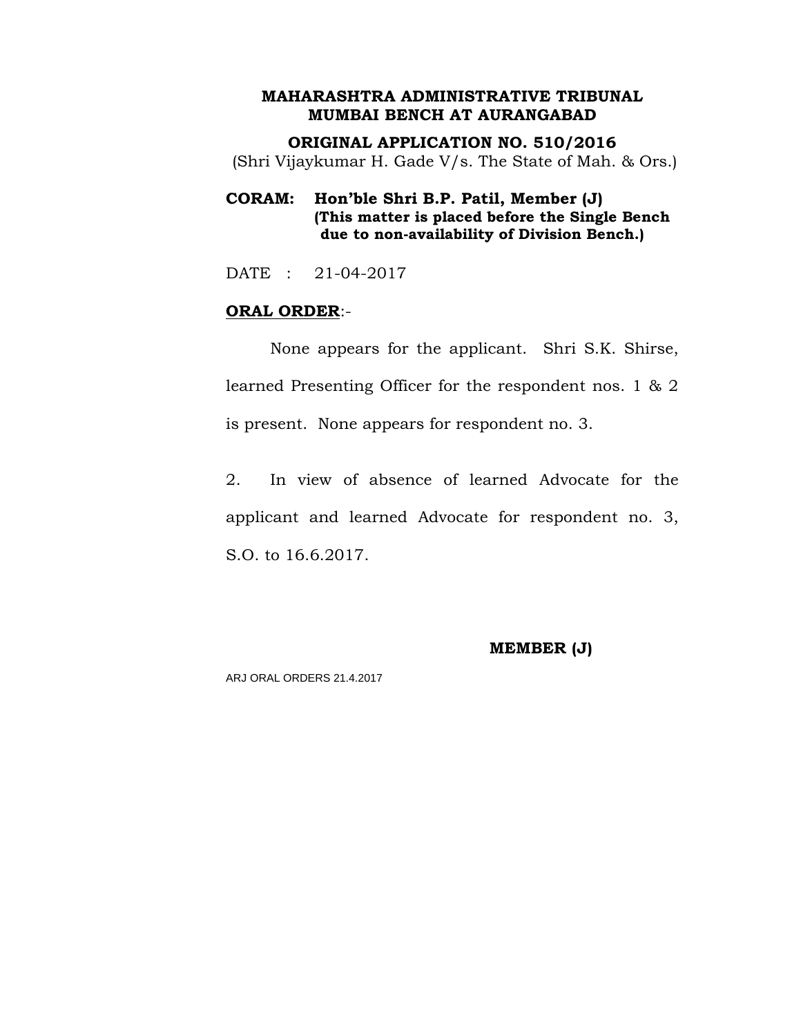**MAHARASHTRA ADMINISTRATIVE TRIBUNAL**
**MUMBAI BENCH AT AURANGABAD**

**ORIGINAL APPLICATION NO. 510/2016**
(Shri Vijaykumar H. Gade V/s. The State of Mah. & Ors.)

**CORAM: Hon'ble Shri B.P. Patil, Member (J)**
**(This matter is placed before the Single Bench due to non-availability of Division Bench.)**

DATE : 21-04-2017

**ORAL ORDER**:-

None appears for the applicant. Shri S.K. Shirse, learned Presenting Officer for the respondent nos. 1 & 2 is present. None appears for respondent no. 3.

2. In view of absence of learned Advocate for the applicant and learned Advocate for respondent no. 3, S.O. to 16.6.2017.

**MEMBER (J)**

ARJ ORAL ORDERS 21.4.2017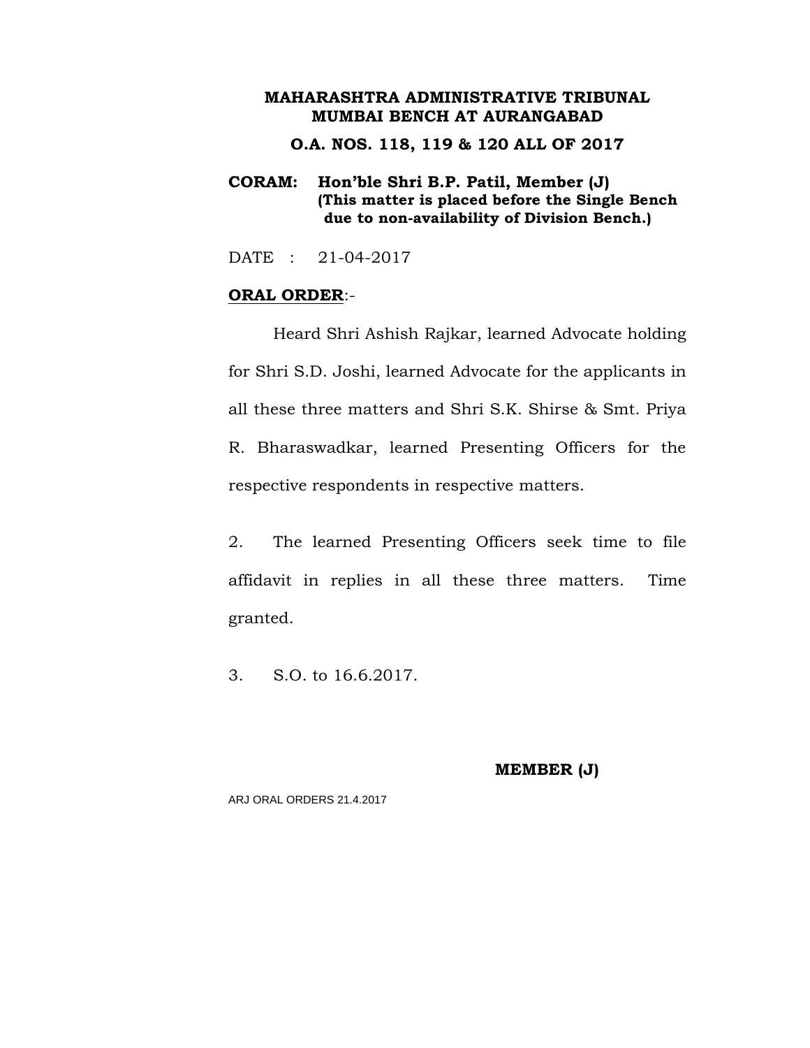**MAHARASHTRA ADMINISTRATIVE TRIBUNAL**
**MUMBAI BENCH AT AURANGABAD**

**O.A. NOS. 118, 119 & 120 ALL OF 2017**

**CORAM: Hon'ble Shri B.P. Patil, Member (J)**
**(This matter is placed before the Single Bench due to non-availability of Division Bench.)**

DATE : 21-04-2017

**ORAL ORDER**:-

Heard Shri Ashish Rajkar, learned Advocate holding for Shri S.D. Joshi, learned Advocate for the applicants in all these three matters and Shri S.K. Shirse & Smt. Priya R. Bharaswadkar, learned Presenting Officers for the respective respondents in respective matters.

2. The learned Presenting Officers seek time to file affidavit in replies in all these three matters. Time granted.

3. S.O. to 16.6.2017.

**MEMBER (J)**

ARJ ORAL ORDERS 21.4.2017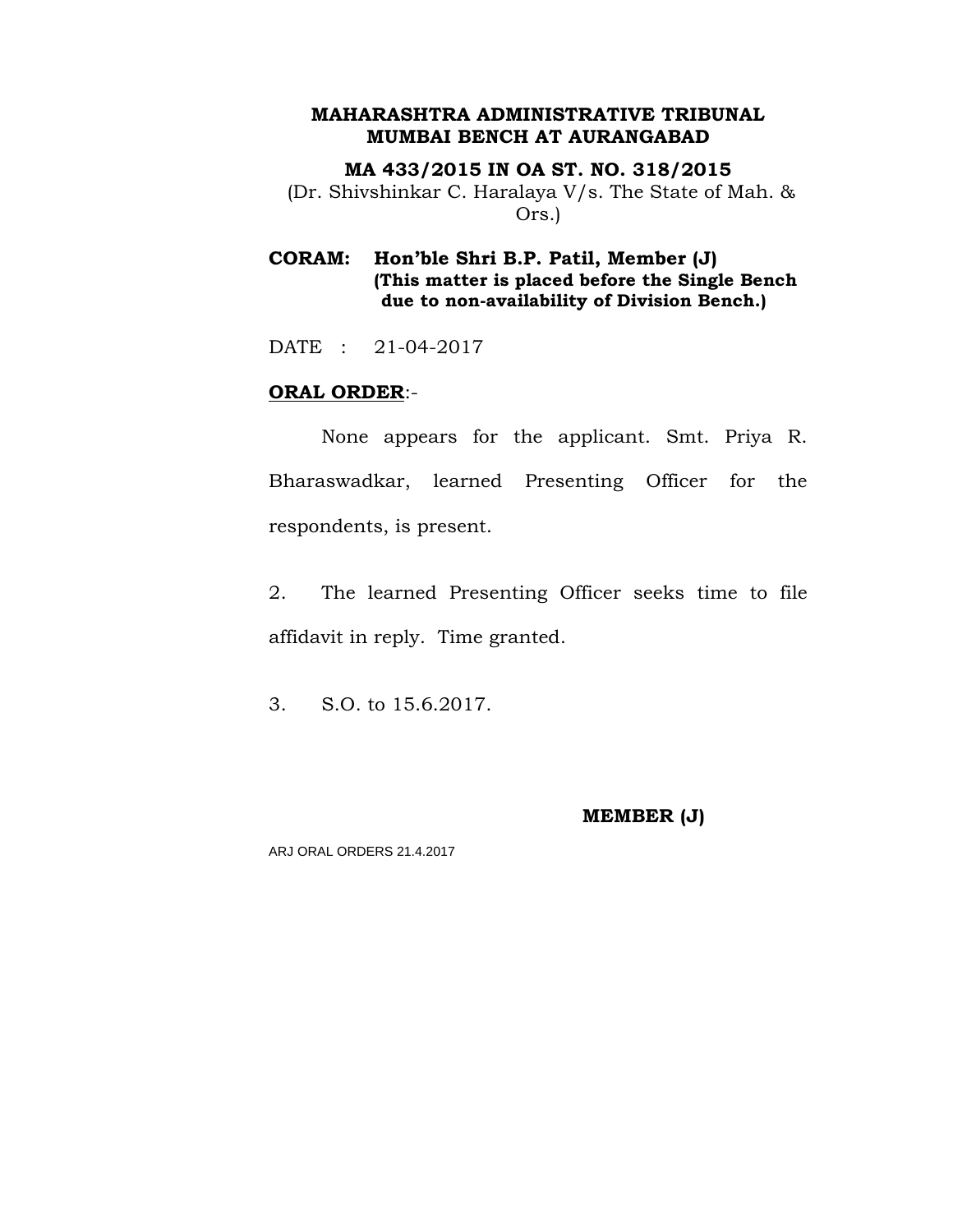**MAHARASHTRA ADMINISTRATIVE TRIBUNAL**
**MUMBAI BENCH AT AURANGABAD**

**MA 433/2015 IN OA ST. NO. 318/2015**
(Dr. Shivshinkar C. Haralaya V/s. The State of Mah. & Ors.)

**CORAM: Hon'ble Shri B.P. Patil, Member (J)**
**(This matter is placed before the Single Bench due to non-availability of Division Bench.)**

DATE : 21-04-2017

**<u>ORAL ORDER</u>**:-

None appears for the applicant. Smt. Priya R. Bharaswadkar, learned Presenting Officer for the respondents, is present.

2. The learned Presenting Officer seeks time to file affidavit in reply. Time granted.

3. S.O. to 15.6.2017.

**MEMBER (J)**

ARJ ORAL ORDERS 21.4.2017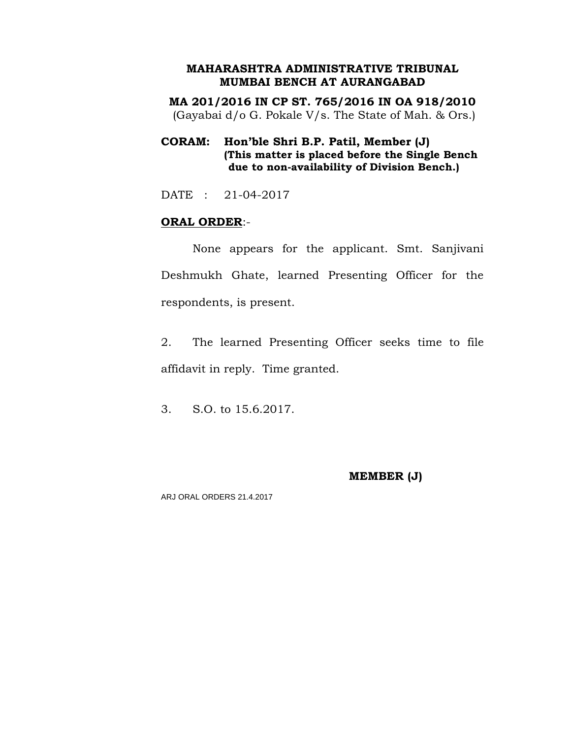**MAHARASHTRA ADMINISTRATIVE TRIBUNAL**
**MUMBAI BENCH AT AURANGABAD**

**MA 201/2016 IN CP ST. 765/2016 IN OA 918/2010**
(Gayabai d/o G. Pokale V/s. The State of Mah. & Ors.)

**CORAM: Hon'ble Shri B.P. Patil, Member (J)**
**(This matter is placed before the Single Bench due to non-availability of Division Bench.)**

DATE : 21-04-2017

**ORAL ORDER**:-

None appears for the applicant. Smt. Sanjivani Deshmukh Ghate, learned Presenting Officer for the respondents, is present.

2. The learned Presenting Officer seeks time to file affidavit in reply. Time granted.

3. S.O. to 15.6.2017.

**MEMBER (J)**

ARJ ORAL ORDERS 21.4.2017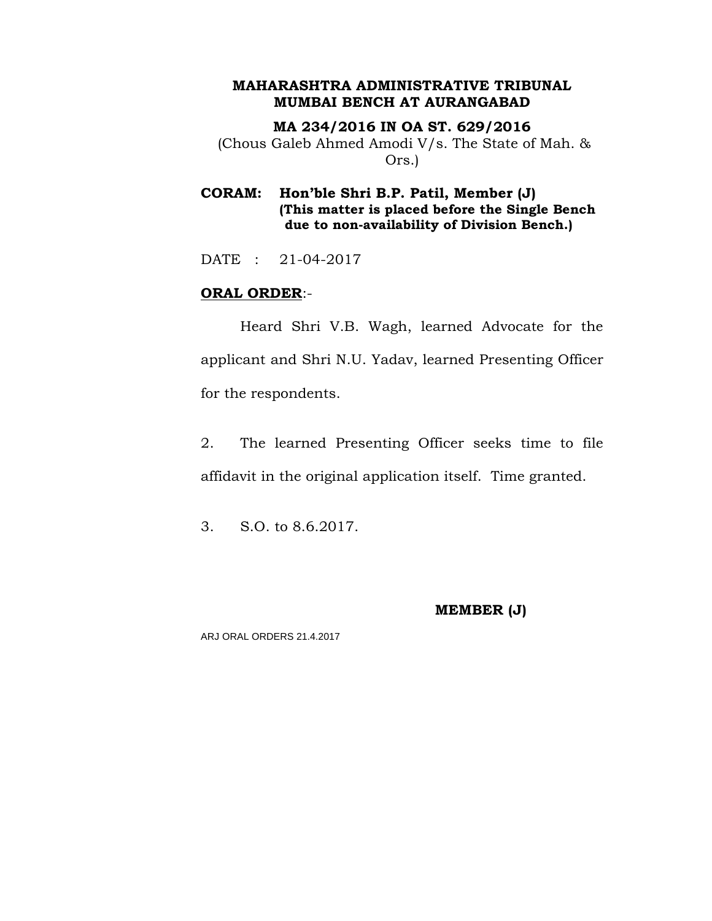**MAHARASHTRA ADMINISTRATIVE TRIBUNAL**
**MUMBAI BENCH AT AURANGABAD**

**MA 234/2016 IN OA ST. 629/2016**
(Chous Galeb Ahmed Amodi V/s. The State of Mah. & Ors.)

**CORAM: Hon'ble Shri B.P. Patil, Member (J)**
**(This matter is placed before the Single Bench due to non-availability of Division Bench.)**

DATE : 21-04-2017

**ORAL ORDER**:-

Heard Shri V.B. Wagh, learned Advocate for the applicant and Shri N.U. Yadav, learned Presenting Officer for the respondents.

2. The learned Presenting Officer seeks time to file affidavit in the original application itself. Time granted.

3. S.O. to 8.6.2017.

**MEMBER (J)**

ARJ ORAL ORDERS 21.4.2017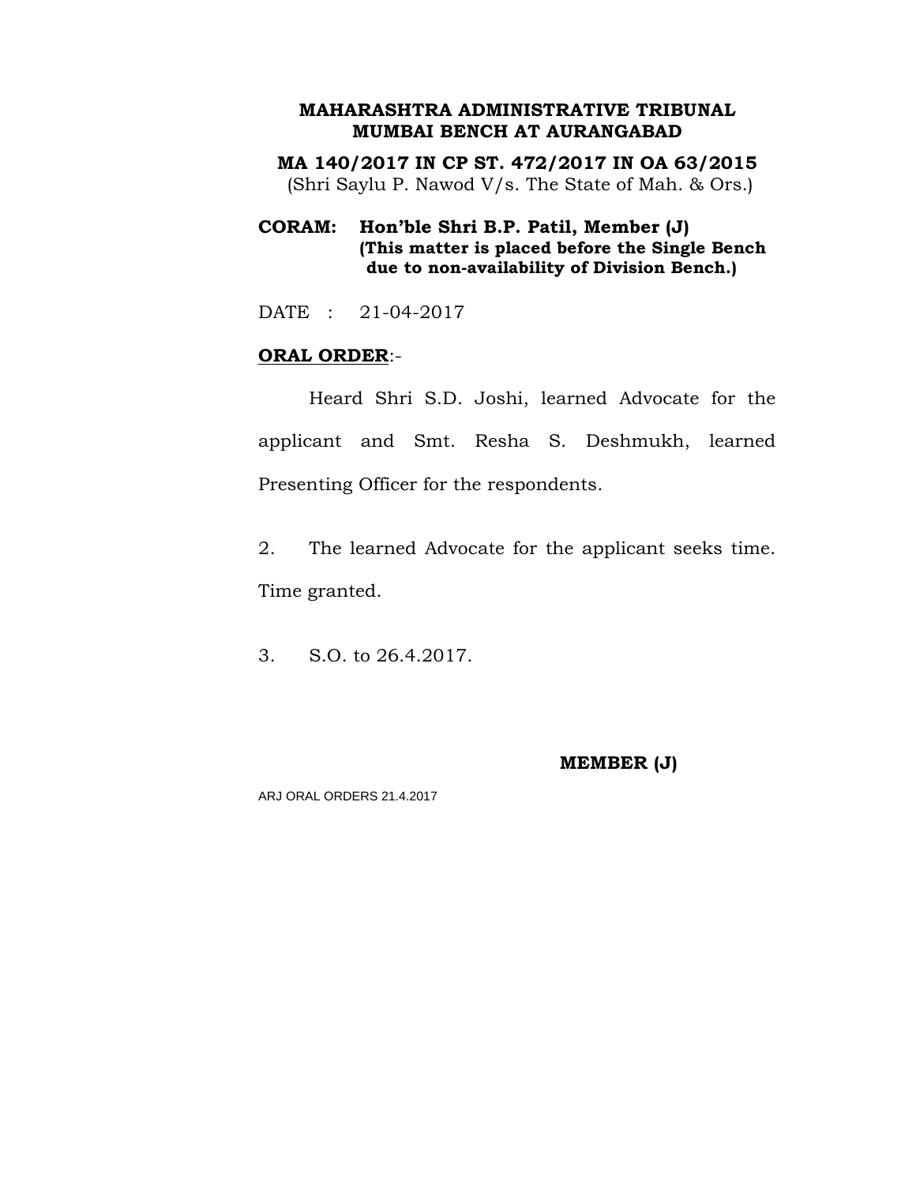**MAHARASHTRA ADMINISTRATIVE TRIBUNAL**
**MUMBAI BENCH AT AURANGABAD**

**MA 140/2017 IN CP ST. 472/2017 IN OA 63/2015**
(Shri Saylu P. Nawod V/s. The State of Mah. & Ors.)

**CORAM: Hon'ble Shri B.P. Patil, Member (J)**
**(This matter is placed before the Single Bench due to non-availability of Division Bench.)**

DATE : 21-04-2017

**ORAL ORDER**:-

Heard Shri S.D. Joshi, learned Advocate for the applicant and Smt. Resha S. Deshmukh, learned Presenting Officer for the respondents.

2. The learned Advocate for the applicant seeks time. Time granted.

3. S.O. to 26.4.2017.

**MEMBER (J)**

ARJ ORAL ORDERS 21.4.2017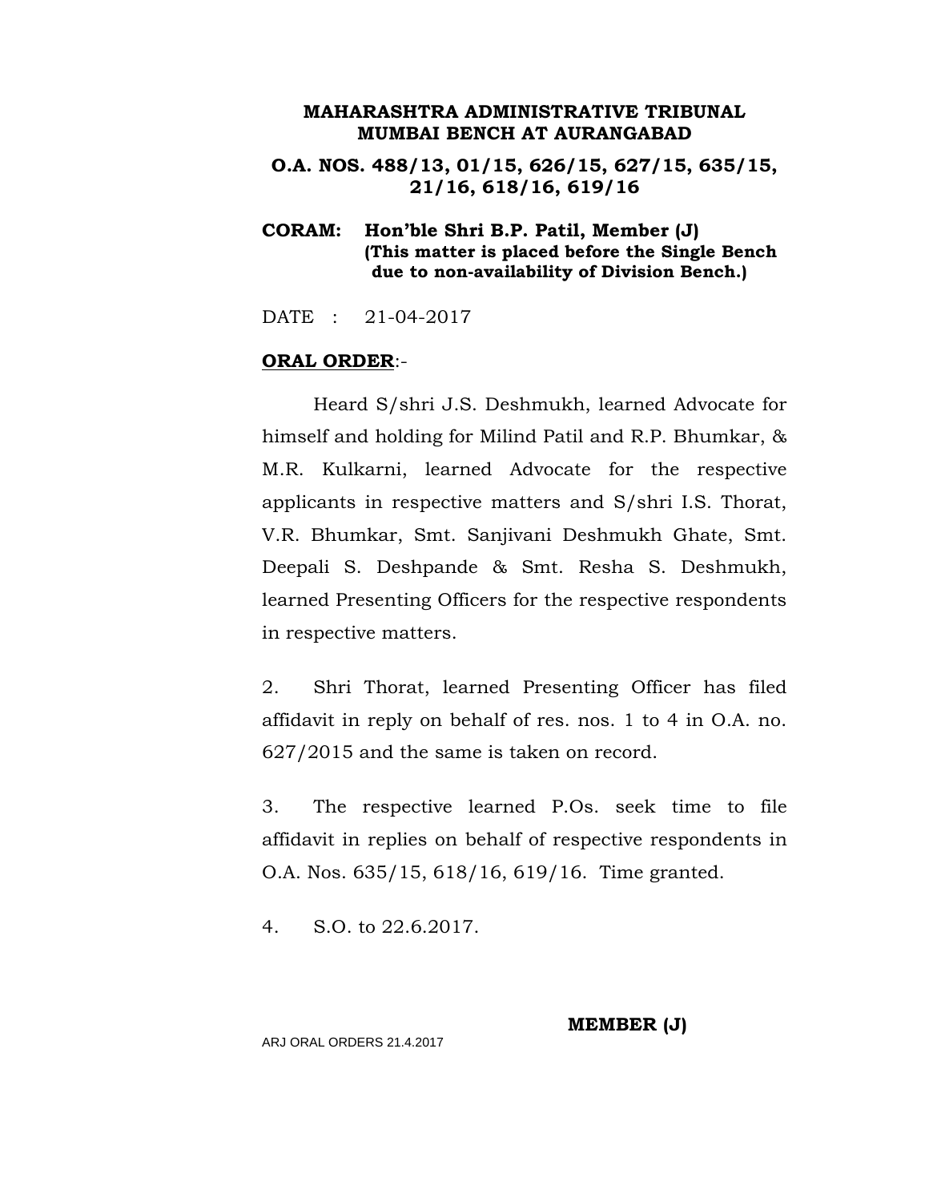**MAHARASHTRA ADMINISTRATIVE TRIBUNAL**
**MUMBAI BENCH AT AURANGABAD**

**O.A. NOS. 488/13, 01/15, 626/15, 627/15, 635/15, 21/16, 618/16, 619/16**

**CORAM: Hon'ble Shri B.P. Patil, Member (J)**
**(This matter is placed before the Single Bench due to non-availability of Division Bench.)**

DATE : 21-04-2017

**ORAL ORDER**:-

Heard S/shri J.S. Deshmukh, learned Advocate for himself and holding for Milind Patil and R.P. Bhumkar, & M.R. Kulkarni, learned Advocate for the respective applicants in respective matters and S/shri I.S. Thorat, V.R. Bhumkar, Smt. Sanjivani Deshmukh Ghate, Smt. Deepali S. Deshpande & Smt. Resha S. Deshmukh, learned Presenting Officers for the respective respondents in respective matters.

2. Shri Thorat, learned Presenting Officer has filed affidavit in reply on behalf of res. nos. 1 to 4 in O.A. no. 627/2015 and the same is taken on record.

3. The respective learned P.Os. seek time to file affidavit in replies on behalf of respective respondents in O.A. Nos. 635/15, 618/16, 619/16. Time granted.

4. S.O. to 22.6.2017.

**MEMBER (J)**

ARJ ORAL ORDERS 21.4.2017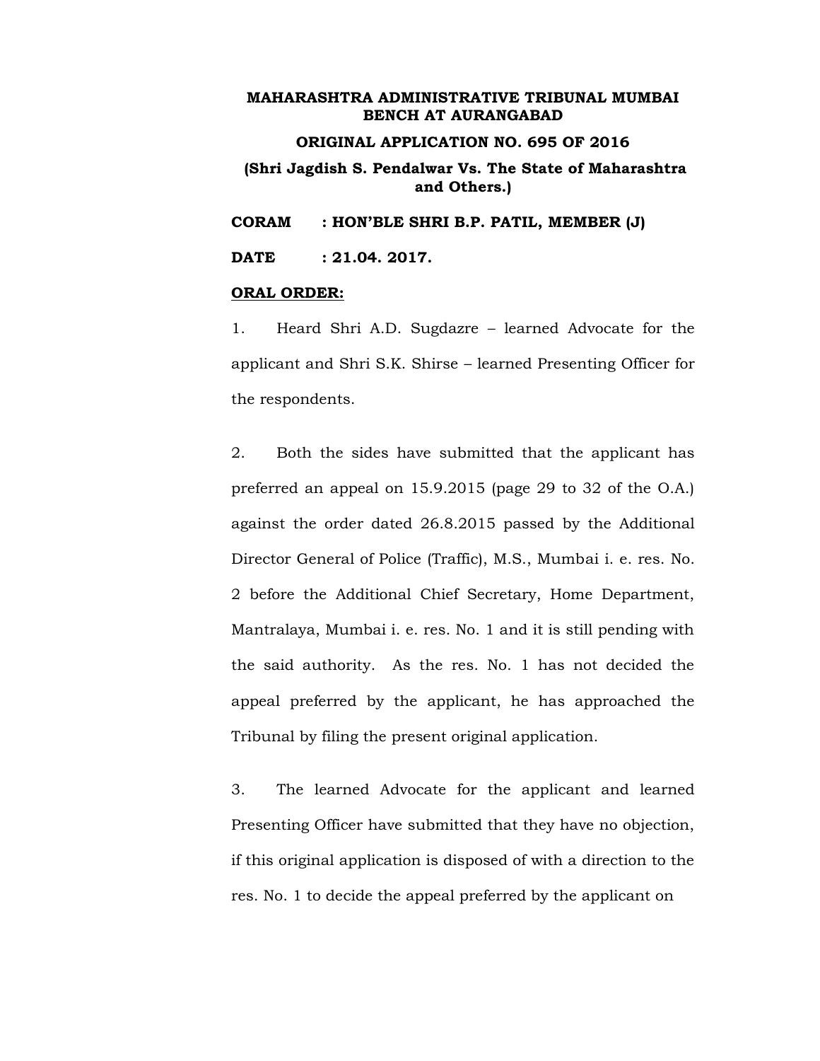**MAHARASHTRA ADMINISTRATIVE TRIBUNAL MUMBAI BENCH AT AURANGABAD**

**ORIGINAL APPLICATION NO. 695 OF 2016**

**(Shri Jagdish S. Pendalwar Vs. The State of Maharashtra and Others.)**

**CORAM : HON'BLE SHRI B.P. PATIL, MEMBER (J)**

**DATE : 21.04. 2017.**

**ORAL ORDER:**

1. Heard Shri A.D. Sugdazre – learned Advocate for the applicant and Shri S.K. Shirse – learned Presenting Officer for the respondents.

2. Both the sides have submitted that the applicant has preferred an appeal on 15.9.2015 (page 29 to 32 of the O.A.) against the order dated 26.8.2015 passed by the Additional Director General of Police (Traffic), M.S., Mumbai i. e. res. No. 2 before the Additional Chief Secretary, Home Department, Mantralaya, Mumbai i. e. res. No. 1 and it is still pending with the said authority. As the res. No. 1 has not decided the appeal preferred by the applicant, he has approached the Tribunal by filing the present original application.

3. The learned Advocate for the applicant and learned Presenting Officer have submitted that they have no objection, if this original application is disposed of with a direction to the res. No. 1 to decide the appeal preferred by the applicant on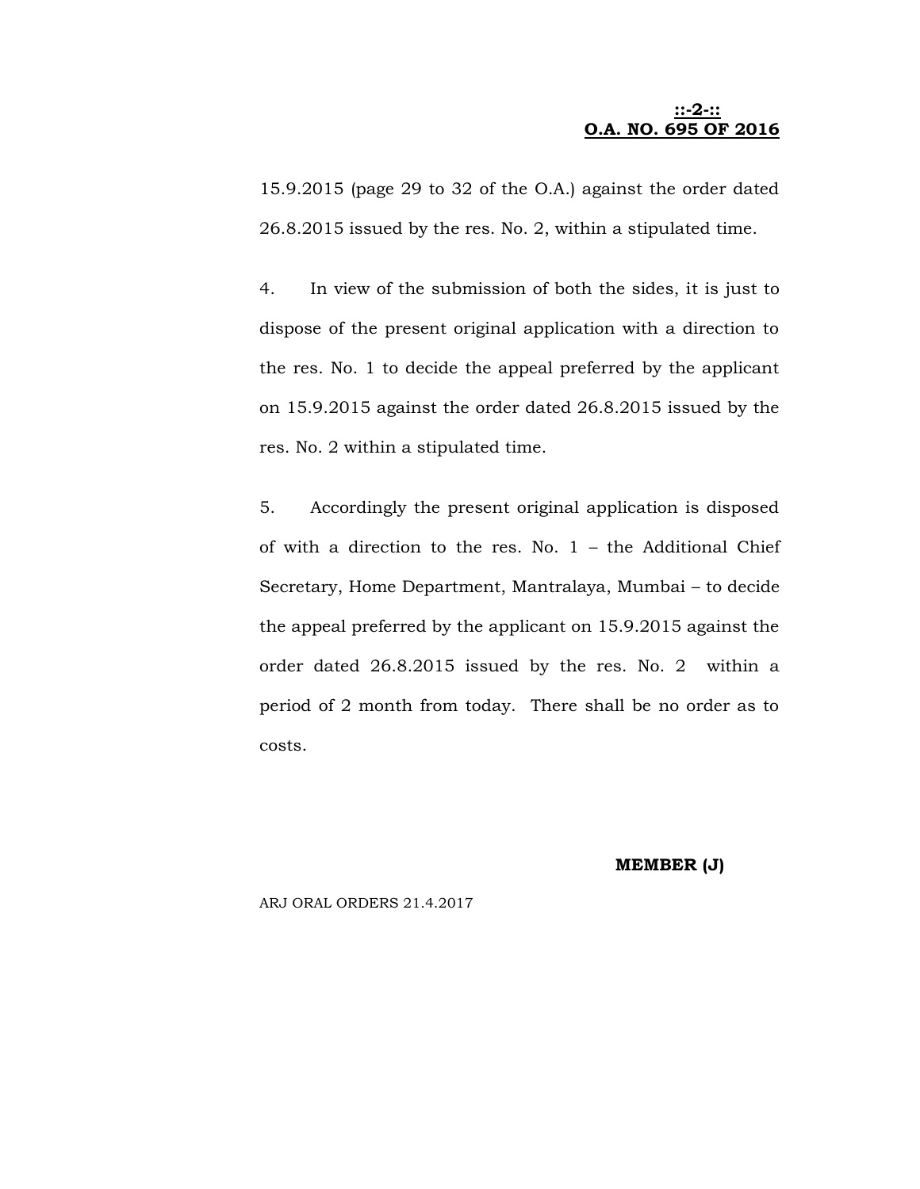15.9.2015 (page 29 to 32 of the O.A.) against the order dated 26.8.2015 issued by the res. No. 2, within a stipulated time.

4. In view of the submission of both the sides, it is just to dispose of the present original application with a direction to the res. No. 1 to decide the appeal preferred by the applicant on 15.9.2015 against the order dated 26.8.2015 issued by the res. No. 2 within a stipulated time.

5. Accordingly the present original application is disposed of with a direction to the res. No. 1 – the Additional Chief Secretary, Home Department, Mantralaya, Mumbai – to decide the appeal preferred by the applicant on 15.9.2015 against the order dated 26.8.2015 issued by the res. No. 2 within a period of 2 month from today. There shall be no order as to costs.

**MEMBER (J)**

ARJ ORAL ORDERS 21.4.2017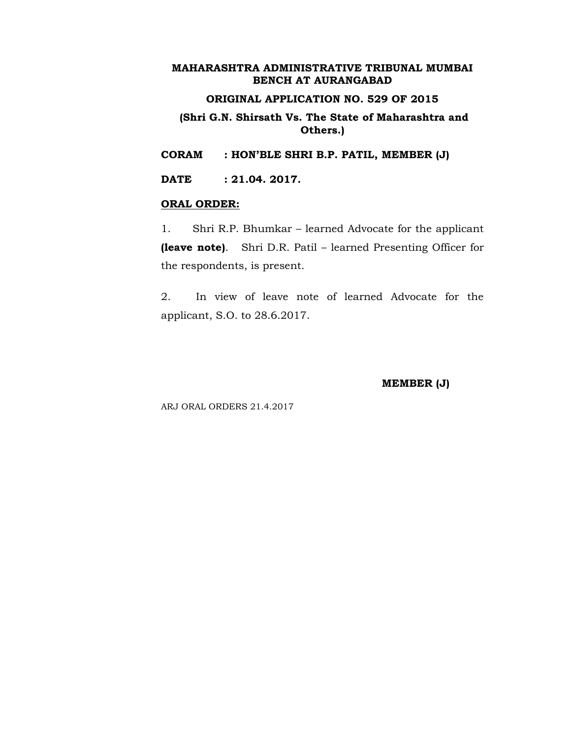**MAHARASHTRA ADMINISTRATIVE TRIBUNAL MUMBAI BENCH AT AURANGABAD**

**ORIGINAL APPLICATION NO. 529 OF 2015**

**(Shri G.N. Shirsath Vs. The State of Maharashtra and Others.)**

**CORAM : HON'BLE SHRI B.P. PATIL, MEMBER (J)**

**DATE : 21.04. 2017.**

**ORAL ORDER:**

1. Shri R.P. Bhumkar – learned Advocate for the applicant **(leave note)**. Shri D.R. Patil – learned Presenting Officer for the respondents, is present.

2. In view of leave note of learned Advocate for the applicant, S.O. to 28.6.2017.

**MEMBER (J)**

ARJ ORAL ORDERS 21.4.2017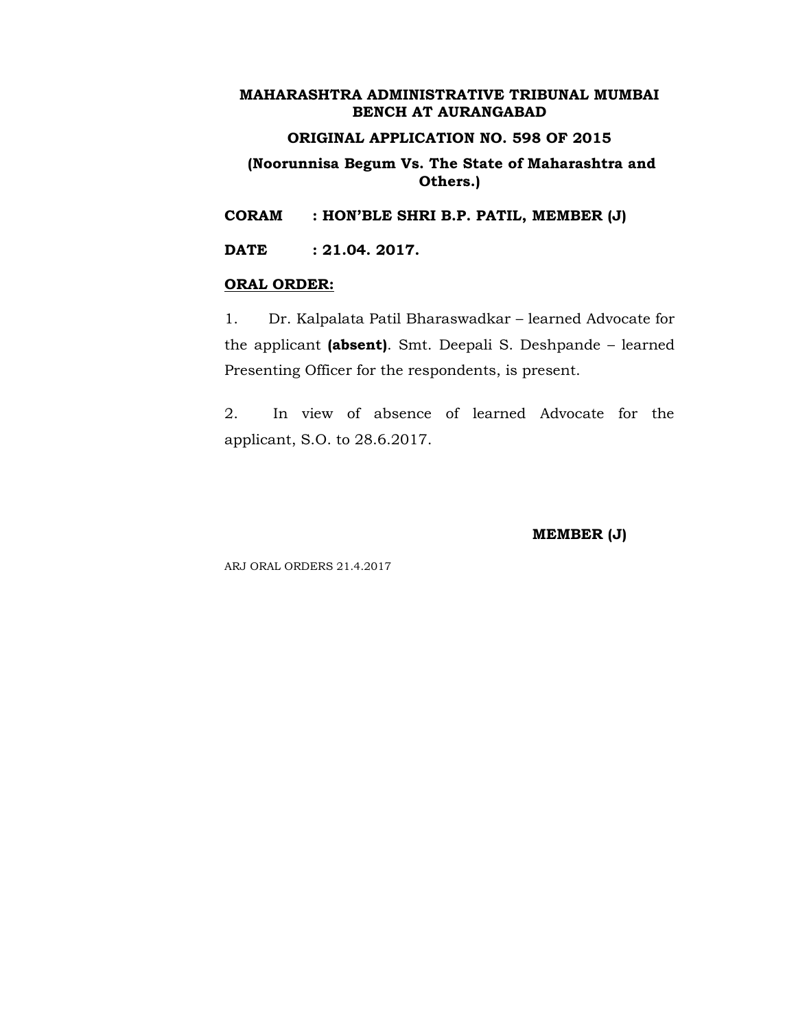**MAHARASHTRA ADMINISTRATIVE TRIBUNAL MUMBAI BENCH AT AURANGABAD**

**ORIGINAL APPLICATION NO. 598 OF 2015**

**(Noorunnisa Begum Vs. The State of Maharashtra and Others.)**

**CORAM : HON'BLE SHRI B.P. PATIL, MEMBER (J)**

**DATE : 21.04. 2017.**

**ORAL ORDER:**

1. Dr. Kalpalata Patil Bharaswadkar – learned Advocate for the applicant **(absent)**. Smt. Deepali S. Deshpande – learned Presenting Officer for the respondents, is present.

2. In view of absence of learned Advocate for the applicant, S.O. to 28.6.2017.

**MEMBER (J)**

ARJ ORAL ORDERS 21.4.2017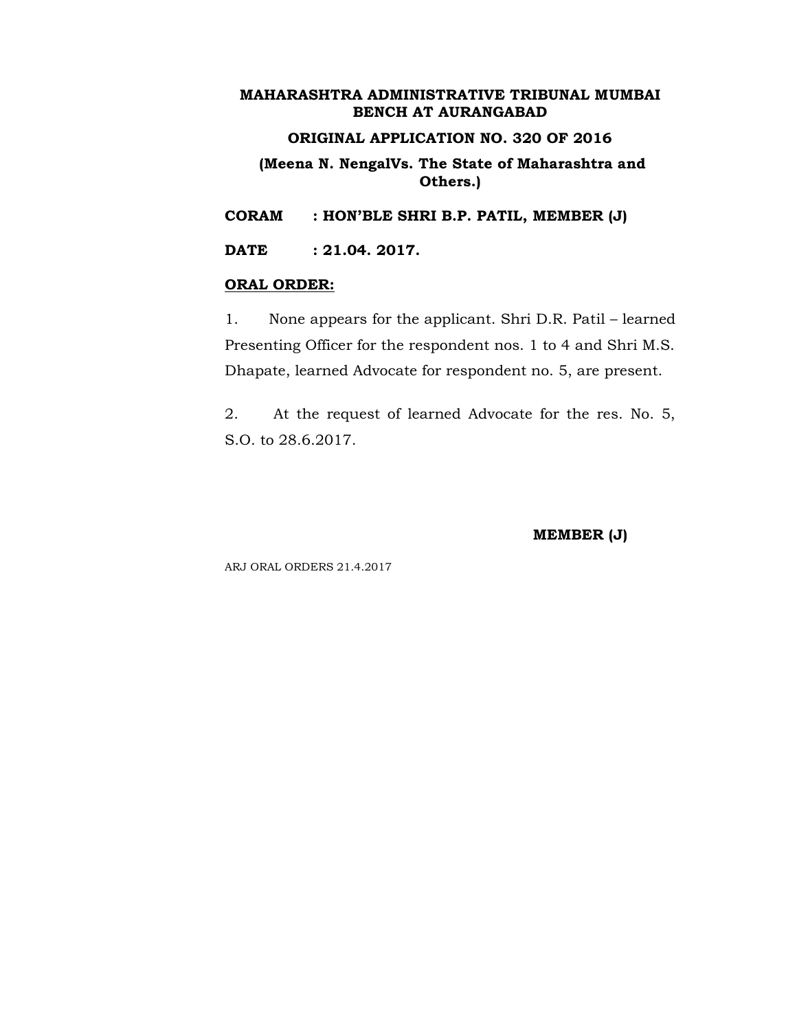**MAHARASHTRA ADMINISTRATIVE TRIBUNAL MUMBAI BENCH AT AURANGABAD**

**ORIGINAL APPLICATION NO. 320 OF 2016**

**(Meena N. NengalVs. The State of Maharashtra and Others.)**

**CORAM : HON'BLE SHRI B.P. PATIL, MEMBER (J)**

**DATE : 21.04. 2017.**

**ORAL ORDER:**

1. None appears for the applicant. Shri D.R. Patil – learned Presenting Officer for the respondent nos. 1 to 4 and Shri M.S. Dhapate, learned Advocate for respondent no. 5, are present.

2. At the request of learned Advocate for the res. No. 5, S.O. to 28.6.2017.

**MEMBER (J)**

ARJ ORAL ORDERS 21.4.2017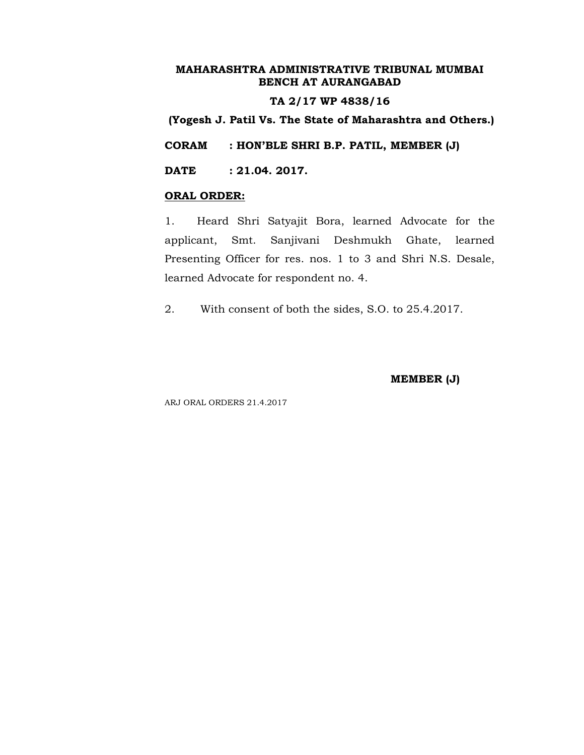**MAHARASHTRA ADMINISTRATIVE TRIBUNAL MUMBAI**
**BENCH AT AURANGABAD**

**TA 2/17 WP 4838/16**

**(Yogesh J. Patil Vs. The State of Maharashtra and Others.)**

**CORAM : HON'BLE SHRI B.P. PATIL, MEMBER (J)**

**DATE : 21.04. 2017.**

**ORAL ORDER:**

1. Heard Shri Satyajit Bora, learned Advocate for the applicant, Smt. Sanjivani Deshmukh Ghate, learned Presenting Officer for res. nos. 1 to 3 and Shri N.S. Desale, learned Advocate for respondent no. 4.

2. With consent of both the sides, S.O. to 25.4.2017.

**MEMBER (J)**

ARJ ORAL ORDERS 21.4.2017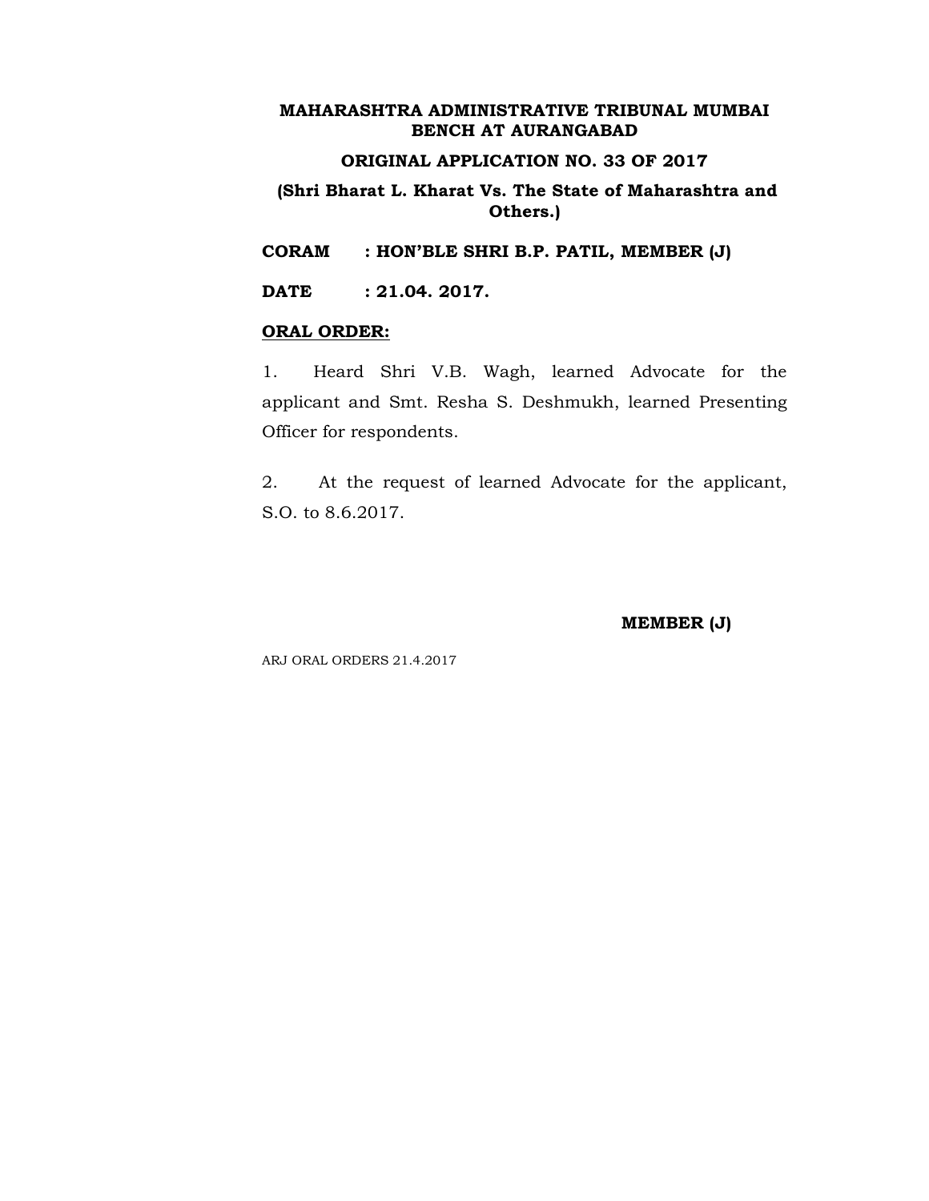**MAHARASHTRA ADMINISTRATIVE TRIBUNAL MUMBAI BENCH AT AURANGABAD**

**ORIGINAL APPLICATION NO. 33 OF 2017**

**(Shri Bharat L. Kharat Vs. The State of Maharashtra and Others.)**

**CORAM : HON'BLE SHRI B.P. PATIL, MEMBER (J)**

**DATE : 21.04. 2017.**

**ORAL ORDER:**

1. Heard Shri V.B. Wagh, learned Advocate for the applicant and Smt. Resha S. Deshmukh, learned Presenting Officer for respondents.

2. At the request of learned Advocate for the applicant, S.O. to 8.6.2017.

**MEMBER (J)**

ARJ ORAL ORDERS 21.4.2017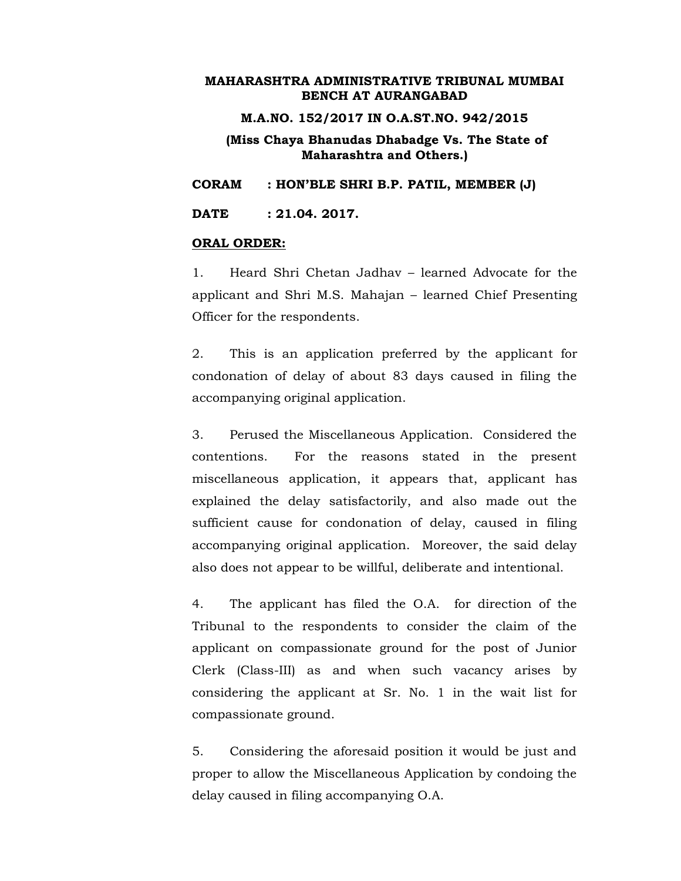**MAHARASHTRA ADMINISTRATIVE TRIBUNAL MUMBAI BENCH AT AURANGABAD**

**M.A.NO. 152/2017 IN O.A.ST.NO. 942/2015**

**(Miss Chaya Bhanudas Dhabadge Vs. The State of Maharashtra and Others.)**

**CORAM : HON'BLE SHRI B.P. PATIL, MEMBER (J)**

**DATE : 21.04. 2017.**

**ORAL ORDER:**

1. Heard Shri Chetan Jadhav – learned Advocate for the applicant and Shri M.S. Mahajan – learned Chief Presenting Officer for the respondents.

2. This is an application preferred by the applicant for condonation of delay of about 83 days caused in filing the accompanying original application.

3. Perused the Miscellaneous Application. Considered the contentions. For the reasons stated in the present miscellaneous application, it appears that, applicant has explained the delay satisfactorily, and also made out the sufficient cause for condonation of delay, caused in filing accompanying original application. Moreover, the said delay also does not appear to be willful, deliberate and intentional.

4. The applicant has filed the O.A. for direction of the Tribunal to the respondents to consider the claim of the applicant on compassionate ground for the post of Junior Clerk (Class-III) as and when such vacancy arises by considering the applicant at Sr. No. 1 in the wait list for compassionate ground.

5. Considering the aforesaid position it would be just and proper to allow the Miscellaneous Application by condoing the delay caused in filing accompanying O.A.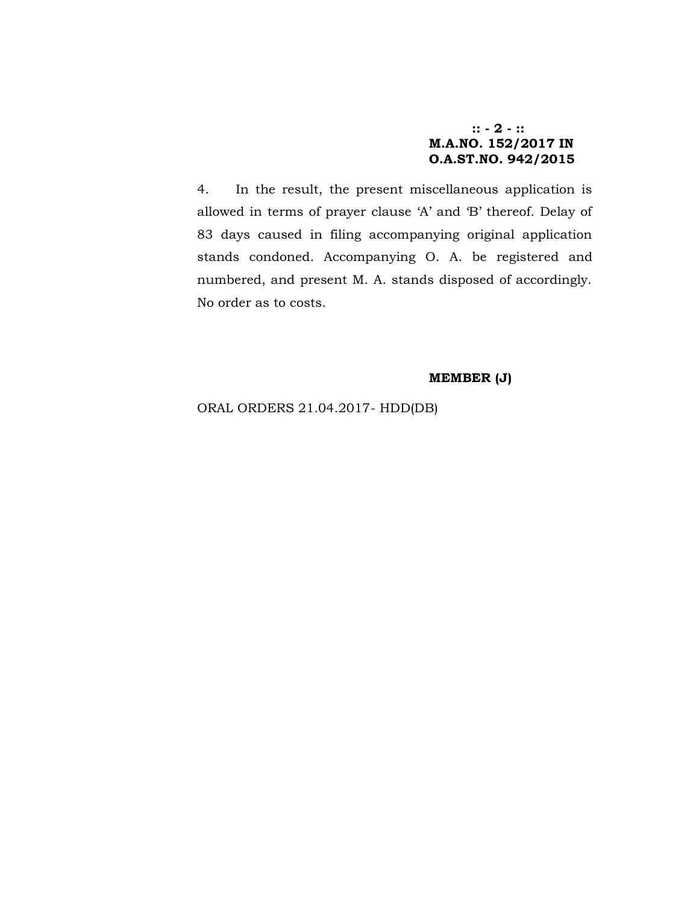**M.A.NO. 152/2017 IN**
**O.A.ST.NO. 942/2015**

4. In the result, the present miscellaneous application is allowed in terms of prayer clause 'A' and 'B' thereof. Delay of 83 days caused in filing accompanying original application stands condoned. Accompanying O. A. be registered and numbered, and present M. A. stands disposed of accordingly. No order as to costs.

**MEMBER (J)**

ORAL ORDERS 21.04.2017- HDD(DB)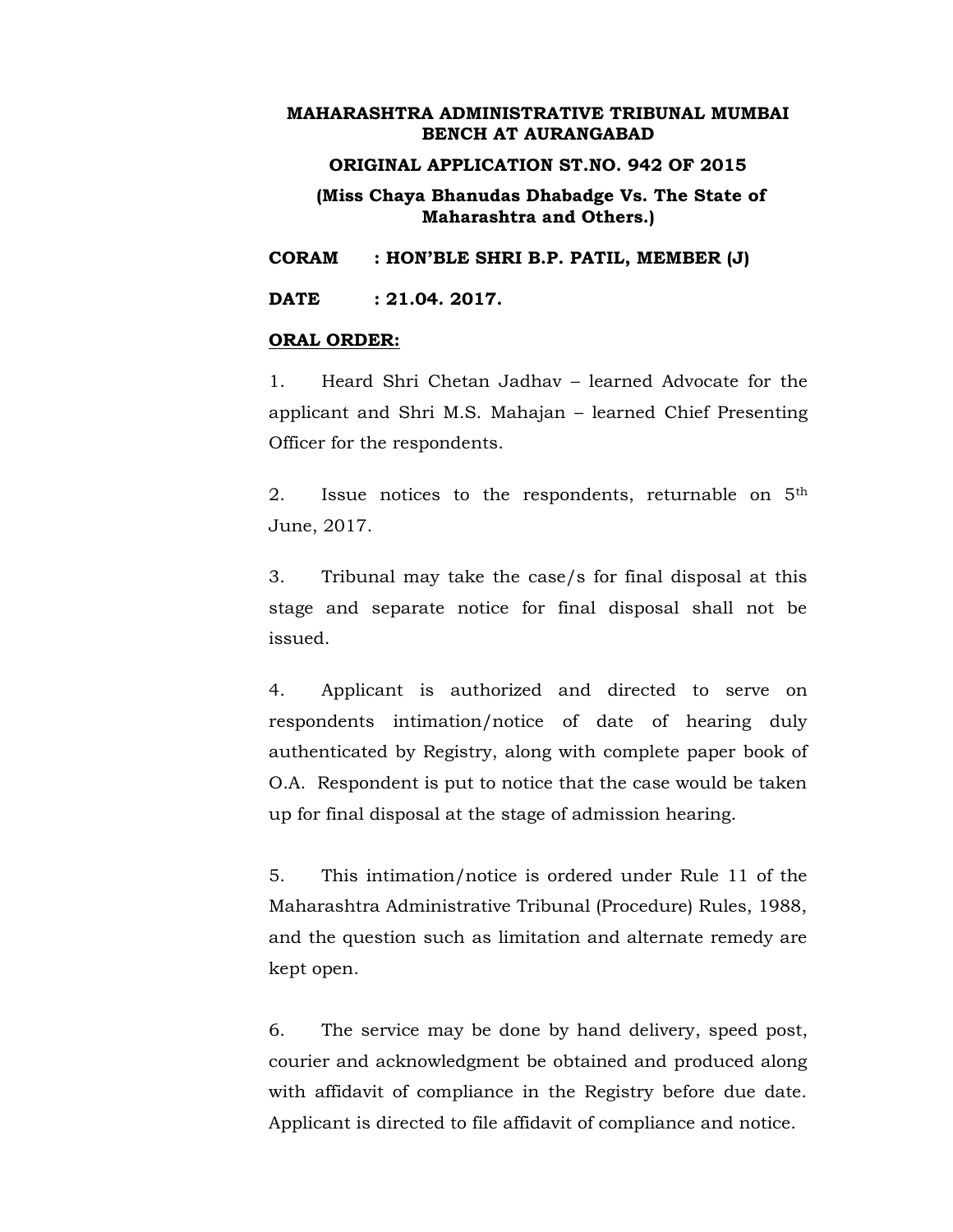**MAHARASHTRA ADMINISTRATIVE TRIBUNAL MUMBAI BENCH AT AURANGABAD**

**ORIGINAL APPLICATION ST.NO. 942 OF 2015**

**(Miss Chaya Bhanudas Dhabadge Vs. The State of Maharashtra and Others.)**

**CORAM : HON'BLE SHRI B.P. PATIL, MEMBER (J)**

**DATE : 21.04. 2017.**

**ORAL ORDER:**

1. Heard Shri Chetan Jadhav – learned Advocate for the applicant and Shri M.S. Mahajan – learned Chief Presenting Officer for the respondents.

2. Issue notices to the respondents, returnable on 5th June, 2017.

3. Tribunal may take the case/s for final disposal at this stage and separate notice for final disposal shall not be issued.

4. Applicant is authorized and directed to serve on respondents intimation/notice of date of hearing duly authenticated by Registry, along with complete paper book of O.A. Respondent is put to notice that the case would be taken up for final disposal at the stage of admission hearing.

5. This intimation/notice is ordered under Rule 11 of the Maharashtra Administrative Tribunal (Procedure) Rules, 1988, and the question such as limitation and alternate remedy are kept open.

6. The service may be done by hand delivery, speed post, courier and acknowledgment be obtained and produced along with affidavit of compliance in the Registry before due date. Applicant is directed to file affidavit of compliance and notice.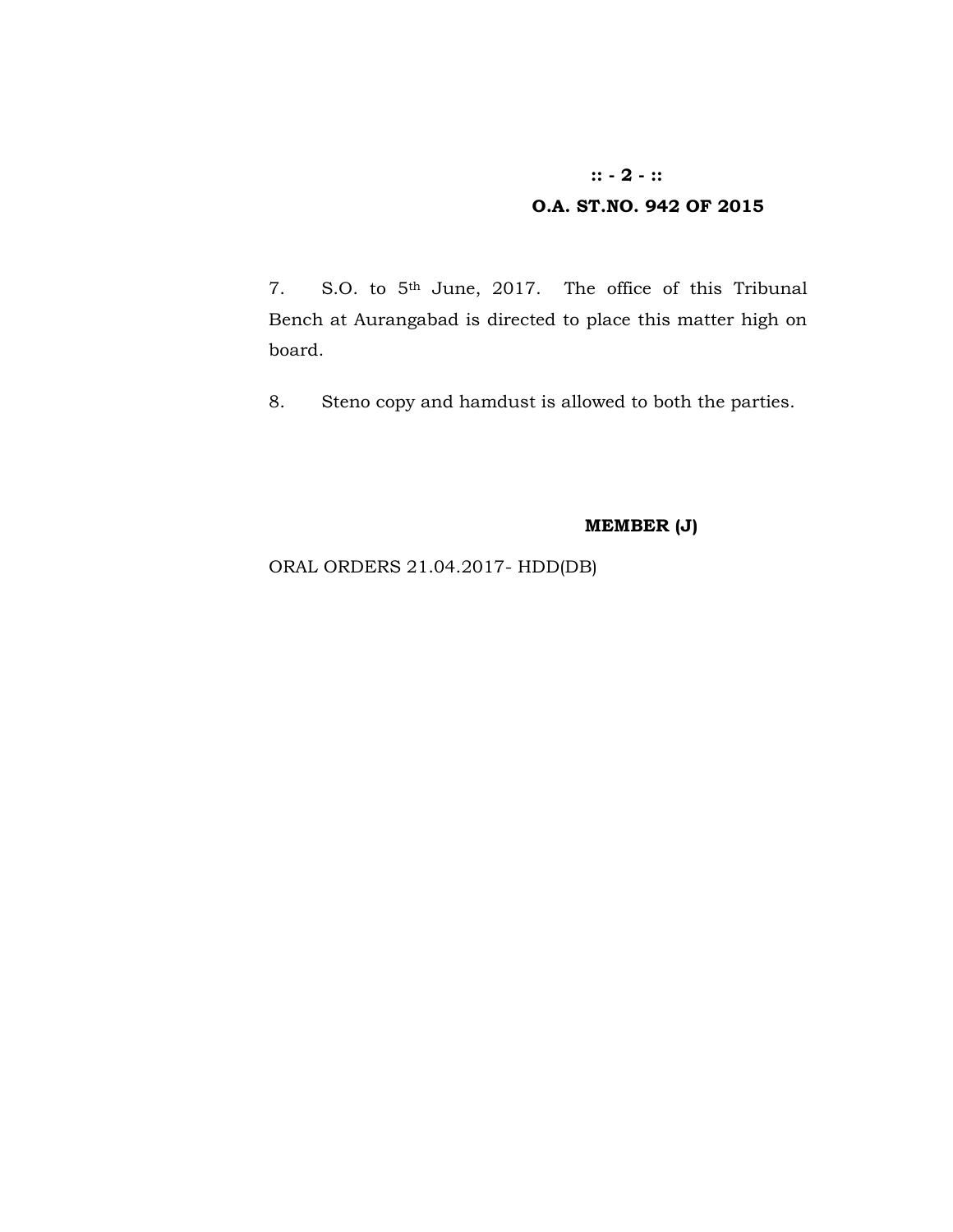7. S.O. to 5th June, 2017. The office of this Tribunal Bench at Aurangabad is directed to place this matter high on board.

8. Steno copy and hamdust is allowed to both the parties.

**MEMBER (J)**

ORAL ORDERS 21.04.2017- HDD(DB)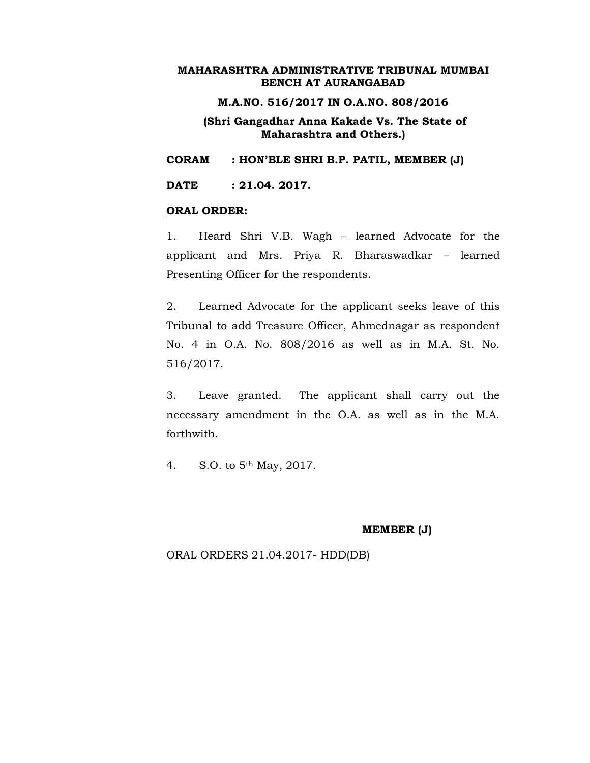**MAHARASHTRA ADMINISTRATIVE TRIBUNAL MUMBAI BENCH AT AURANGABAD**

**M.A.NO. 516/2017 IN O.A.NO. 808/2016**

**(Shri Gangadhar Anna Kakade Vs. The State of Maharashtra and Others.)**

**CORAM : HON'BLE SHRI B.P. PATIL, MEMBER (J)**

**DATE : 21.04. 2017.**

**ORAL ORDER:**

1. Heard Shri V.B. Wagh – learned Advocate for the applicant and Mrs. Priya R. Bharaswadkar – learned Presenting Officer for the respondents.

2. Learned Advocate for the applicant seeks leave of this Tribunal to add Treasure Officer, Ahmednagar as respondent No. 4 in O.A. No. 808/2016 as well as in M.A. St. No. 516/2017.

3. Leave granted. The applicant shall carry out the necessary amendment in the O.A. as well as in the M.A. forthwith.

4. S.O. to 5th May, 2017.

**MEMBER (J)**

ORAL ORDERS 21.04.2017- HDD(DB)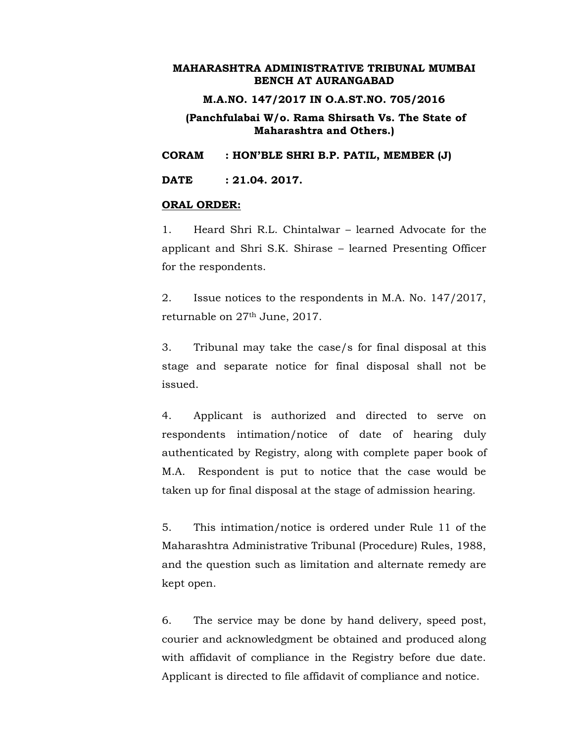**MAHARASHTRA ADMINISTRATIVE TRIBUNAL MUMBAI BENCH AT AURANGABAD**

**M.A.NO. 147/2017 IN O.A.ST.NO. 705/2016**

**(Panchfulabai W/o. Rama Shirsath Vs. The State of Maharashtra and Others.)**

**CORAM : HON'BLE SHRI B.P. PATIL, MEMBER (J)**

**DATE : 21.04. 2017.**

**ORAL ORDER:**

1. Heard Shri R.L. Chintalwar – learned Advocate for the applicant and Shri S.K. Shirase – learned Presenting Officer for the respondents.

2. Issue notices to the respondents in M.A. No. 147/2017, returnable on 27th June, 2017.

3. Tribunal may take the case/s for final disposal at this stage and separate notice for final disposal shall not be issued.

4. Applicant is authorized and directed to serve on respondents intimation/notice of date of hearing duly authenticated by Registry, along with complete paper book of M.A. Respondent is put to notice that the case would be taken up for final disposal at the stage of admission hearing.

5. This intimation/notice is ordered under Rule 11 of the Maharashtra Administrative Tribunal (Procedure) Rules, 1988, and the question such as limitation and alternate remedy are kept open.

6. The service may be done by hand delivery, speed post, courier and acknowledgment be obtained and produced along with affidavit of compliance in the Registry before due date. Applicant is directed to file affidavit of compliance and notice.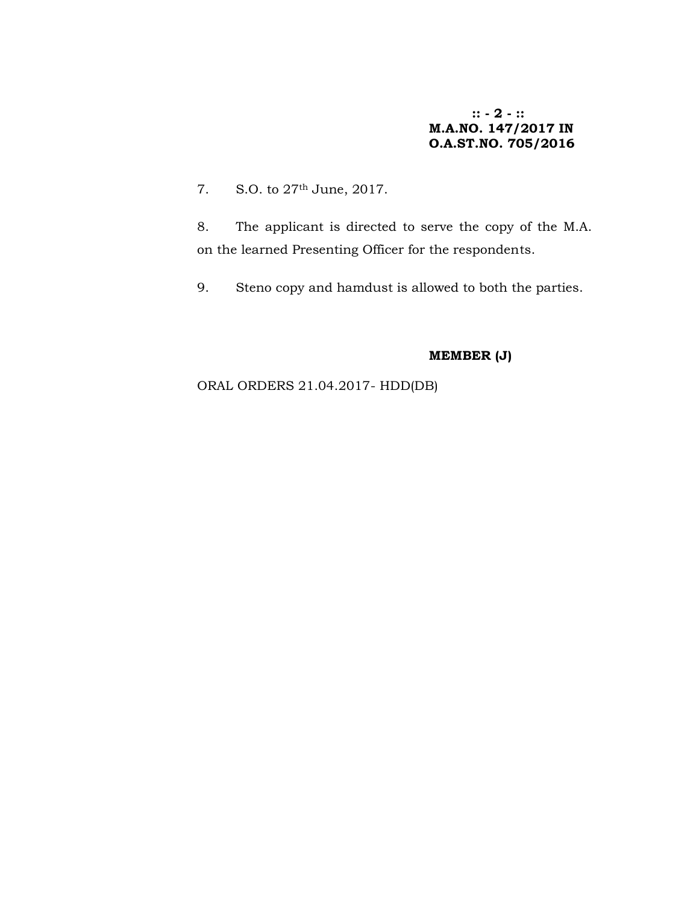**M.A.NO. 147/2017 IN**
**O.A.ST.NO. 705/2016**

7. S.O. to 27th June, 2017.

8. The applicant is directed to serve the copy of the M.A. on the learned Presenting Officer for the respondents.

9. Steno copy and hamdust is allowed to both the parties.

**MEMBER (J)**

ORAL ORDERS 21.04.2017- HDD(DB)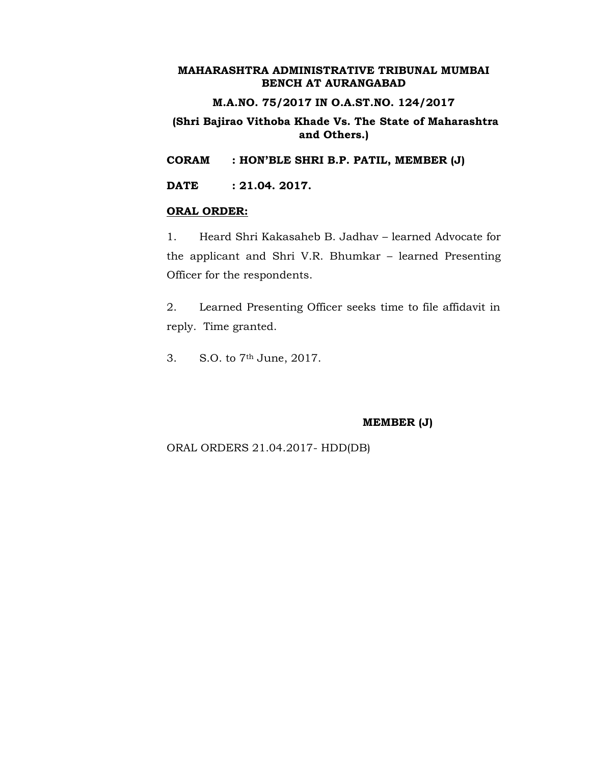**MAHARASHTRA ADMINISTRATIVE TRIBUNAL MUMBAI BENCH AT AURANGABAD**

**M.A.NO. 75/2017 IN O.A.ST.NO. 124/2017**

**(Shri Bajirao Vithoba Khade Vs. The State of Maharashtra and Others.)**

**CORAM : HON'BLE SHRI B.P. PATIL, MEMBER (J)**

**DATE : 21.04. 2017.**

**ORAL ORDER:**

1. Heard Shri Kakasaheb B. Jadhav – learned Advocate for the applicant and Shri V.R. Bhumkar – learned Presenting Officer for the respondents.

2. Learned Presenting Officer seeks time to file affidavit in reply. Time granted.

3. S.O. to 7th June, 2017.

**MEMBER (J)**

ORAL ORDERS 21.04.2017- HDD(DB)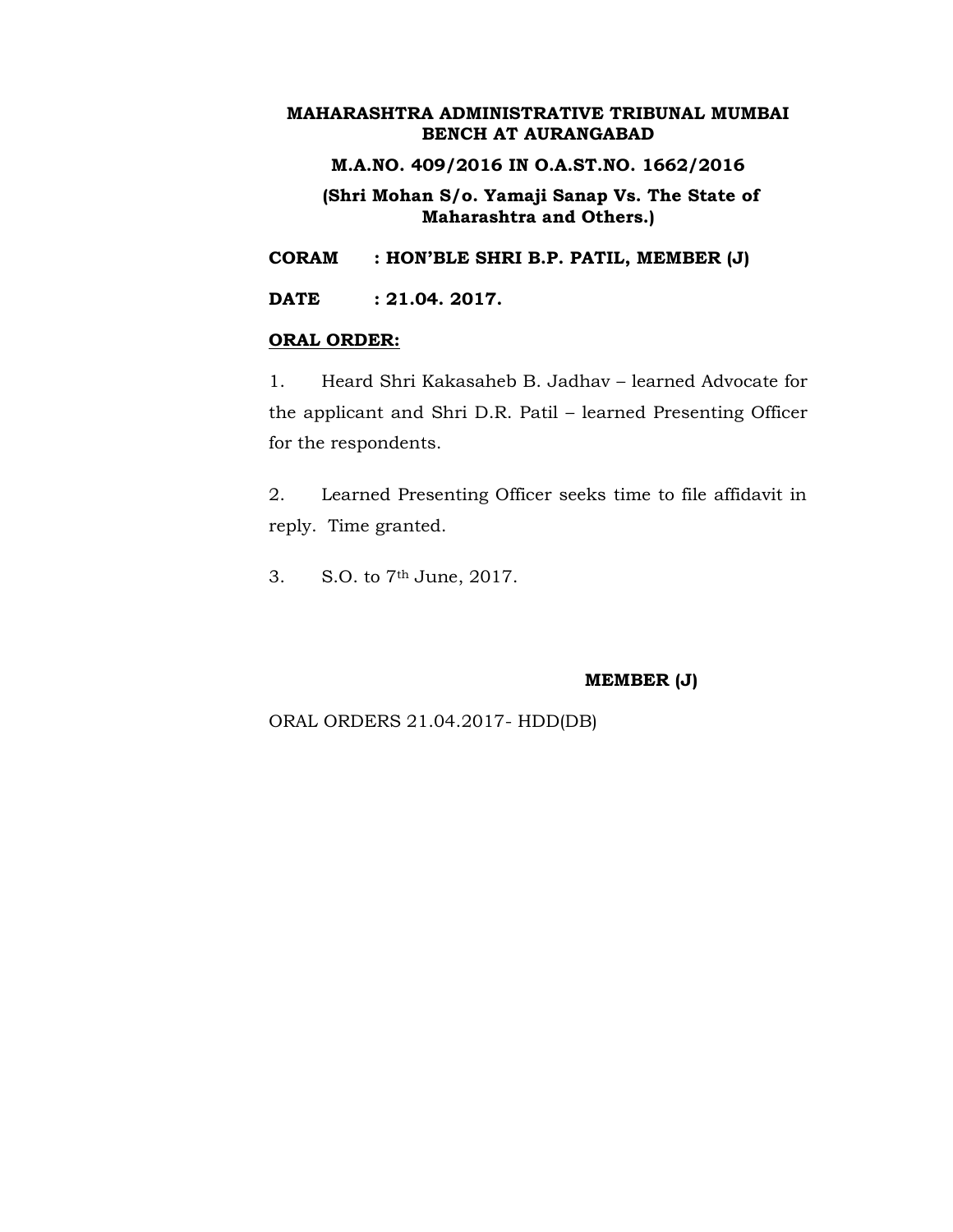**MAHARASHTRA ADMINISTRATIVE TRIBUNAL MUMBAI BENCH AT AURANGABAD**

**M.A.NO. 409/2016 IN O.A.ST.NO. 1662/2016**

**(Shri Mohan S/o. Yamaji Sanap Vs. The State of Maharashtra and Others.)**

**CORAM : HON'BLE SHRI B.P. PATIL, MEMBER (J)**

**DATE : 21.04. 2017.**

**ORAL ORDER:**

1. Heard Shri Kakasaheb B. Jadhav – learned Advocate for the applicant and Shri D.R. Patil – learned Presenting Officer for the respondents.

2. Learned Presenting Officer seeks time to file affidavit in reply. Time granted.

3. S.O. to 7th June, 2017.

**MEMBER (J)**

ORAL ORDERS 21.04.2017- HDD(DB)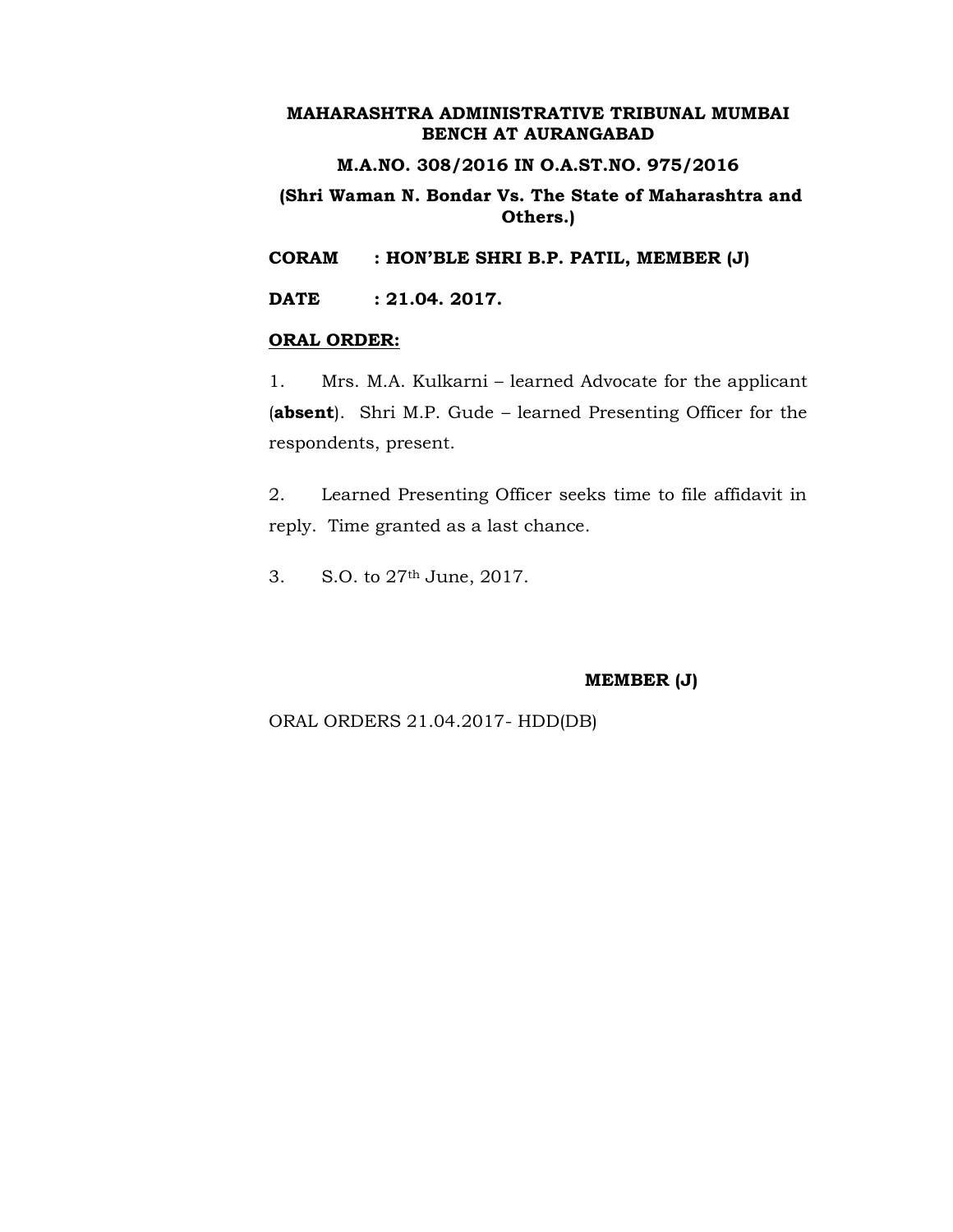**MAHARASHTRA ADMINISTRATIVE TRIBUNAL MUMBAI BENCH AT AURANGABAD**

**M.A.NO. 308/2016 IN O.A.ST.NO. 975/2016**

**(Shri Waman N. Bondar Vs. The State of Maharashtra and Others.)**

**CORAM : HON'BLE SHRI B.P. PATIL, MEMBER (J)**

**DATE : 21.04. 2017.**

**ORAL ORDER:**

1. Mrs. M.A. Kulkarni – learned Advocate for the applicant (**absent**). Shri M.P. Gude – learned Presenting Officer for the respondents, present.

2. Learned Presenting Officer seeks time to file affidavit in reply. Time granted as a last chance.

3. S.O. to 27th June, 2017.

**MEMBER (J)**

ORAL ORDERS 21.04.2017- HDD(DB)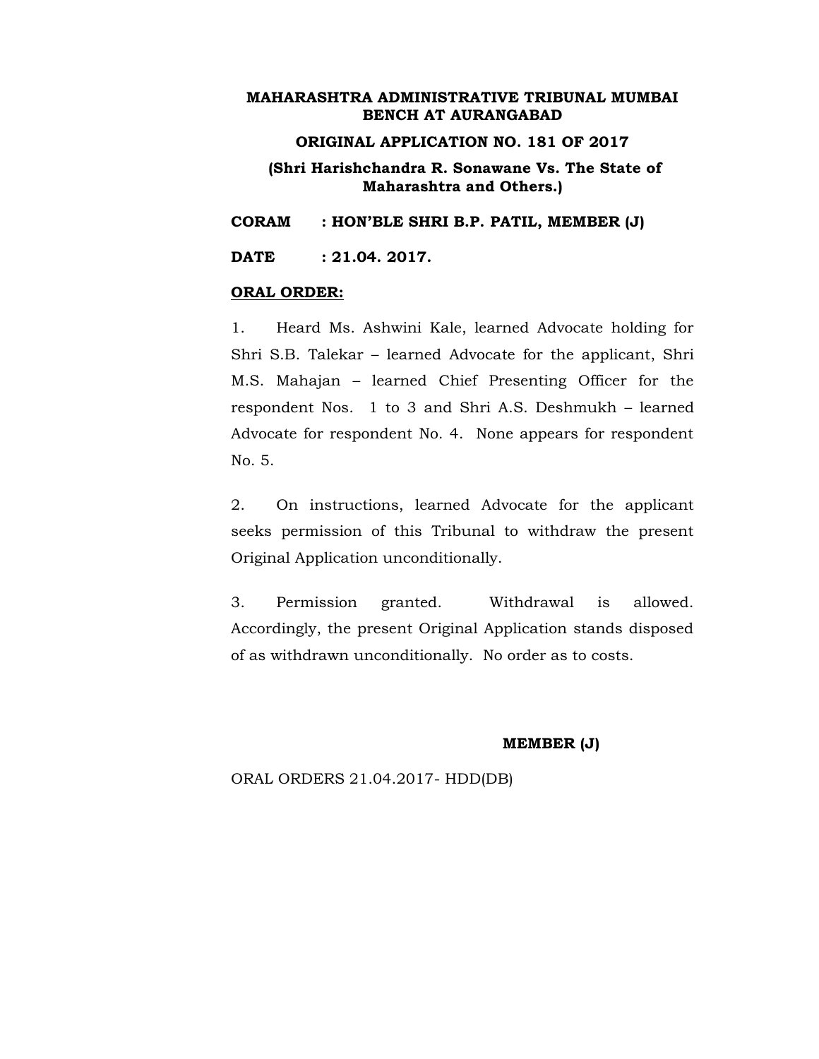**MAHARASHTRA ADMINISTRATIVE TRIBUNAL MUMBAI BENCH AT AURANGABAD**

**ORIGINAL APPLICATION NO. 181 OF 2017**

**(Shri Harishchandra R. Sonawane Vs. The State of Maharashtra and Others.)**

**CORAM : HON'BLE SHRI B.P. PATIL, MEMBER (J)**

**DATE : 21.04. 2017.**

**ORAL ORDER:**

1. Heard Ms. Ashwini Kale, learned Advocate holding for Shri S.B. Talekar – learned Advocate for the applicant, Shri M.S. Mahajan – learned Chief Presenting Officer for the respondent Nos. 1 to 3 and Shri A.S. Deshmukh – learned Advocate for respondent No. 4. None appears for respondent No. 5.

2. On instructions, learned Advocate for the applicant seeks permission of this Tribunal to withdraw the present Original Application unconditionally.

3. Permission granted. Withdrawal is allowed. Accordingly, the present Original Application stands disposed of as withdrawn unconditionally. No order as to costs.

**MEMBER (J)**

ORAL ORDERS 21.04.2017- HDD(DB)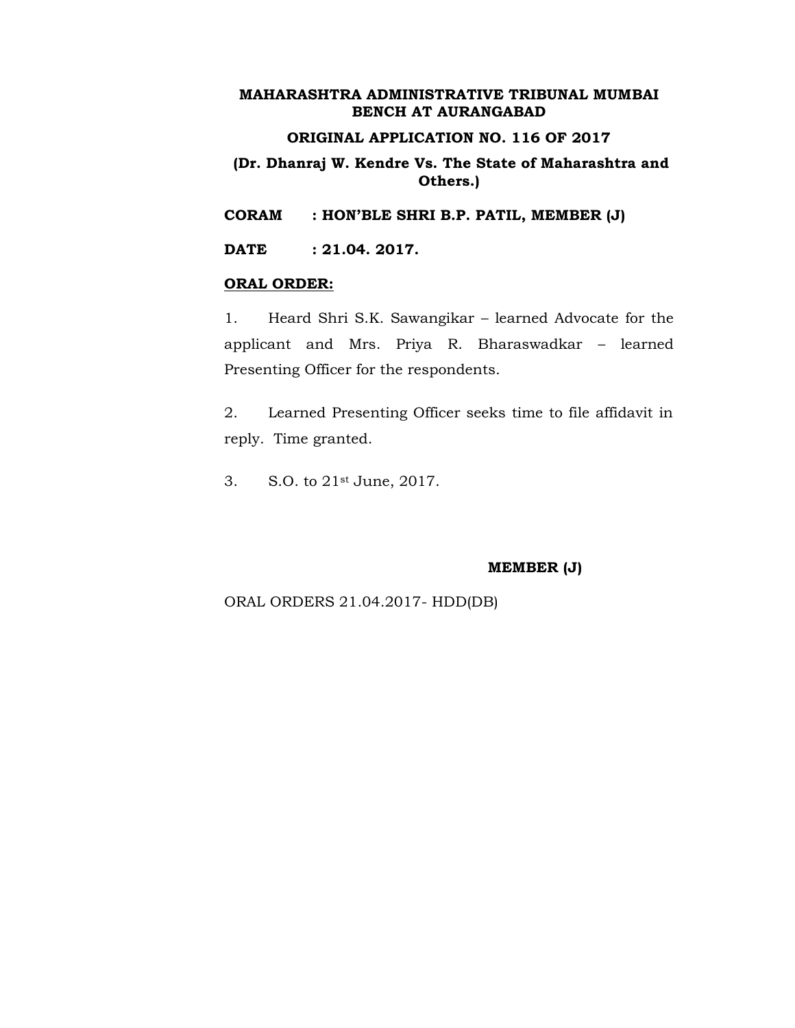**MAHARASHTRA ADMINISTRATIVE TRIBUNAL MUMBAI BENCH AT AURANGABAD**

**ORIGINAL APPLICATION NO. 116 OF 2017**

**(Dr. Dhanraj W. Kendre Vs. The State of Maharashtra and Others.)**

**CORAM : HON'BLE SHRI B.P. PATIL, MEMBER (J)**

**DATE : 21.04. 2017.**

**ORAL ORDER:**

1. Heard Shri S.K. Sawangikar – learned Advocate for the applicant and Mrs. Priya R. Bharaswadkar – learned Presenting Officer for the respondents.

2. Learned Presenting Officer seeks time to file affidavit in reply. Time granted.

3. S.O. to 21st June, 2017.

**MEMBER (J)**

ORAL ORDERS 21.04.2017- HDD(DB)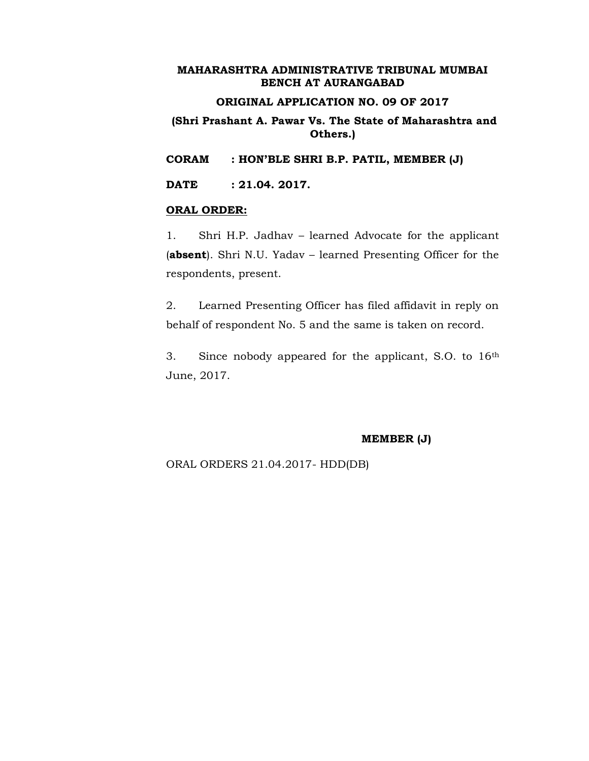**MAHARASHTRA ADMINISTRATIVE TRIBUNAL MUMBAI BENCH AT AURANGABAD**

**ORIGINAL APPLICATION NO. 09 OF 2017**

**(Shri Prashant A. Pawar Vs. The State of Maharashtra and Others.)**

**CORAM : HON'BLE SHRI B.P. PATIL, MEMBER (J)**

**DATE : 21.04. 2017.**

**ORAL ORDER:**

1. Shri H.P. Jadhav – learned Advocate for the applicant (**absent**). Shri N.U. Yadav – learned Presenting Officer for the respondents, present.

2. Learned Presenting Officer has filed affidavit in reply on behalf of respondent No. 5 and the same is taken on record.

3. Since nobody appeared for the applicant, S.O. to 16th June, 2017.

**MEMBER (J)**

ORAL ORDERS 21.04.2017- HDD(DB)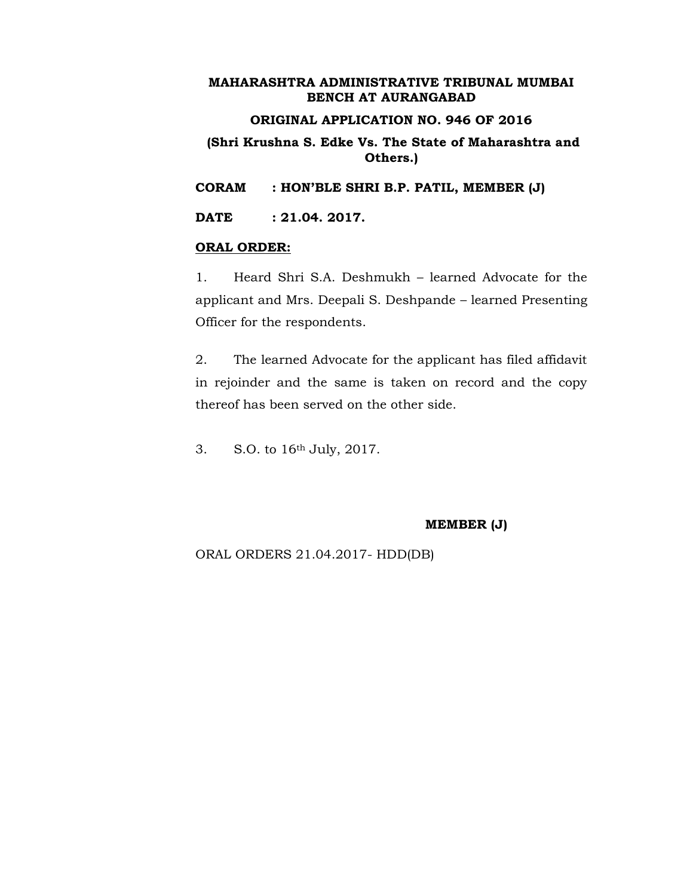**MAHARASHTRA ADMINISTRATIVE TRIBUNAL MUMBAI BENCH AT AURANGABAD**

**ORIGINAL APPLICATION NO. 946 OF 2016**

**(Shri Krushna S. Edke Vs. The State of Maharashtra and Others.)**

**CORAM : HON'BLE SHRI B.P. PATIL, MEMBER (J)**

**DATE : 21.04. 2017.**

**ORAL ORDER:**

1. Heard Shri S.A. Deshmukh – learned Advocate for the applicant and Mrs. Deepali S. Deshpande – learned Presenting Officer for the respondents.

2. The learned Advocate for the applicant has filed affidavit in rejoinder and the same is taken on record and the copy thereof has been served on the other side.

3. S.O. to 16th July, 2017.

**MEMBER (J)**

ORAL ORDERS 21.04.2017- HDD(DB)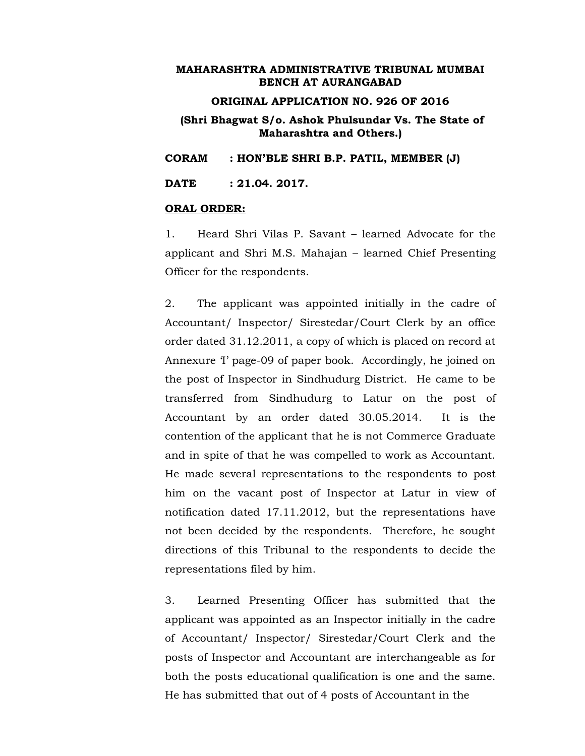**MAHARASHTRA ADMINISTRATIVE TRIBUNAL MUMBAI BENCH AT AURANGABAD**

**ORIGINAL APPLICATION NO. 926 OF 2016**

**(Shri Bhagwat S/o. Ashok Phulsundar Vs. The State of Maharashtra and Others.)**

**CORAM : HON'BLE SHRI B.P. PATIL, MEMBER (J)**

**DATE : 21.04. 2017.**

**ORAL ORDER:**

1. Heard Shri Vilas P. Savant – learned Advocate for the applicant and Shri M.S. Mahajan – learned Chief Presenting Officer for the respondents.

2. The applicant was appointed initially in the cadre of Accountant/ Inspector/ Sirestedar/Court Clerk by an office order dated 31.12.2011, a copy of which is placed on record at Annexure 'I' page-09 of paper book. Accordingly, he joined on the post of Inspector in Sindhudurg District. He came to be transferred from Sindhudurg to Latur on the post of Accountant by an order dated 30.05.2014. It is the contention of the applicant that he is not Commerce Graduate and in spite of that he was compelled to work as Accountant. He made several representations to the respondents to post him on the vacant post of Inspector at Latur in view of notification dated 17.11.2012, but the representations have not been decided by the respondents. Therefore, he sought directions of this Tribunal to the respondents to decide the representations filed by him.

3. Learned Presenting Officer has submitted that the applicant was appointed as an Inspector initially in the cadre of Accountant/ Inspector/ Sirestedar/Court Clerk and the posts of Inspector and Accountant are interchangeable as for both the posts educational qualification is one and the same. He has submitted that out of 4 posts of Accountant in the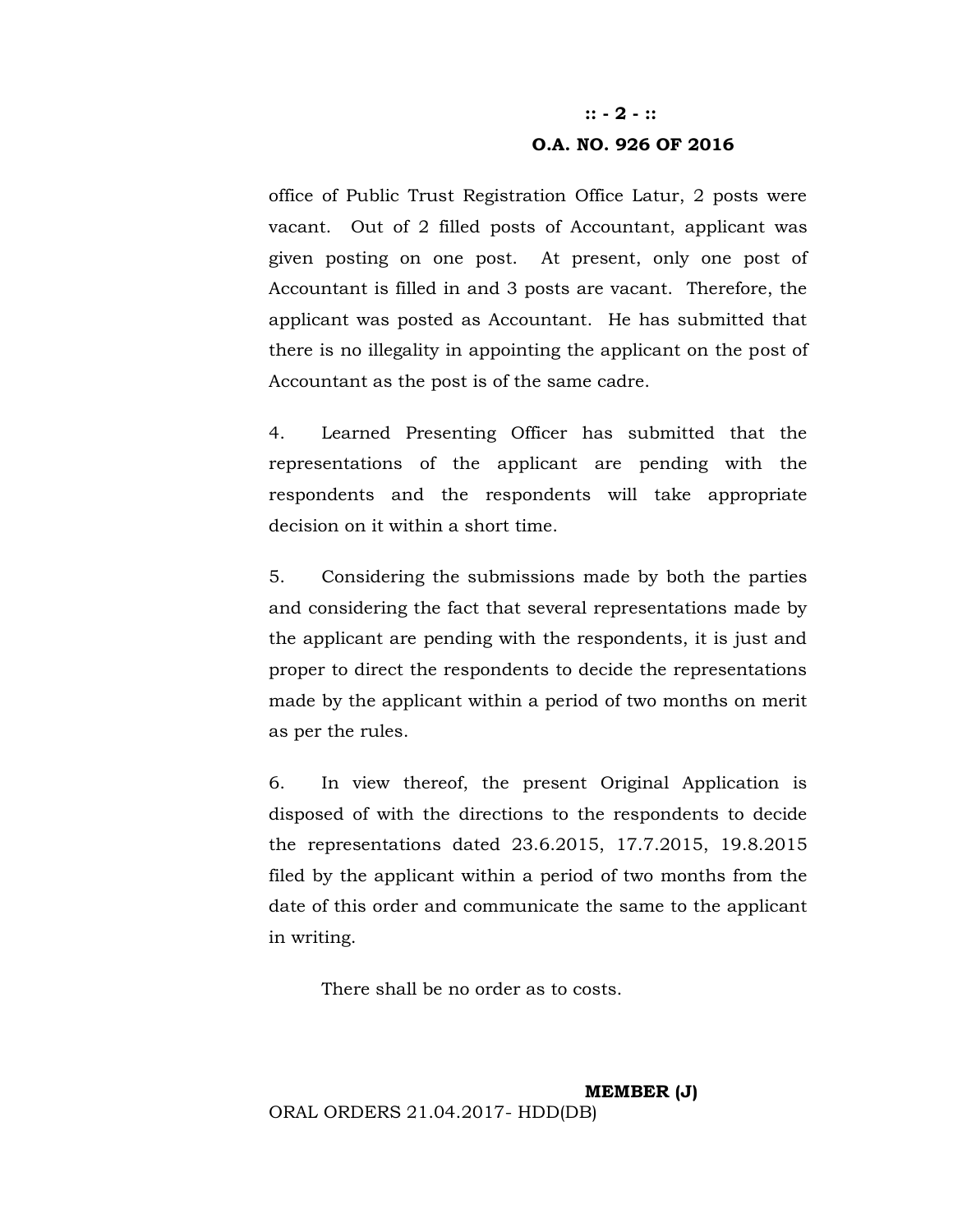office of Public Trust Registration Office Latur, 2 posts were vacant. Out of 2 filled posts of Accountant, applicant was given posting on one post. At present, only one post of Accountant is filled in and 3 posts are vacant. Therefore, the applicant was posted as Accountant. He has submitted that there is no illegality in appointing the applicant on the post of Accountant as the post is of the same cadre.

4. Learned Presenting Officer has submitted that the representations of the applicant are pending with the respondents and the respondents will take appropriate decision on it within a short time.

5. Considering the submissions made by both the parties and considering the fact that several representations made by the applicant are pending with the respondents, it is just and proper to direct the respondents to decide the representations made by the applicant within a period of two months on merit as per the rules.

6. In view thereof, the present Original Application is disposed of with the directions to the respondents to decide the representations dated 23.6.2015, 17.7.2015, 19.8.2015 filed by the applicant within a period of two months from the date of this order and communicate the same to the applicant in writing.

There shall be no order as to costs.

**MEMBER (J)**

ORAL ORDERS 21.04.2017- HDD(DB)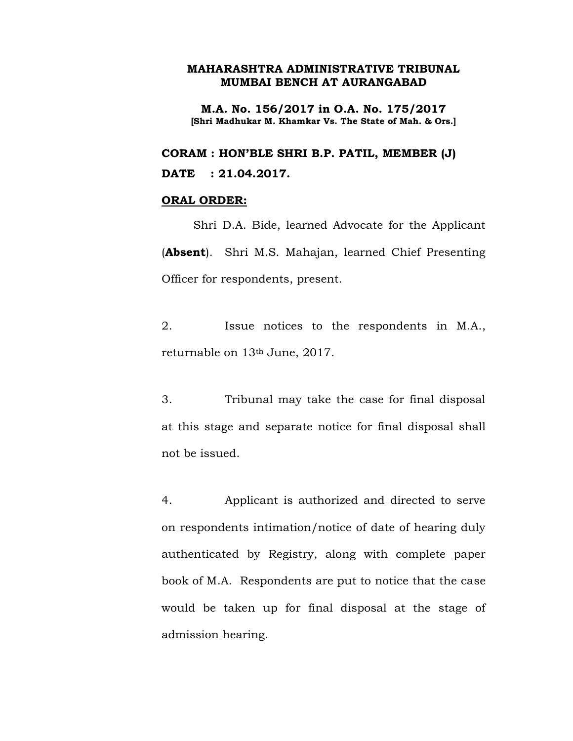**MAHARASHTRA ADMINISTRATIVE TRIBUNAL**
**MUMBAI BENCH AT AURANGABAD**

**M.A. No. 156/2017 in O.A. No. 175/2017**
**[Shri Madhukar M. Khamkar Vs. The State of Mah. & Ors.]**

**CORAM : HON'BLE SHRI B.P. PATIL, MEMBER (J)**

**DATE : 21.04.2017.**

**ORAL ORDER:**

Shri D.A. Bide, learned Advocate for the Applicant (**Absent**). Shri M.S. Mahajan, learned Chief Presenting Officer for respondents, present.

2. Issue notices to the respondents in M.A., returnable on 13th June, 2017.

3. Tribunal may take the case for final disposal at this stage and separate notice for final disposal shall not be issued.

4. Applicant is authorized and directed to serve on respondents intimation/notice of date of hearing duly authenticated by Registry, along with complete paper book of M.A. Respondents are put to notice that the case would be taken up for final disposal at the stage of admission hearing.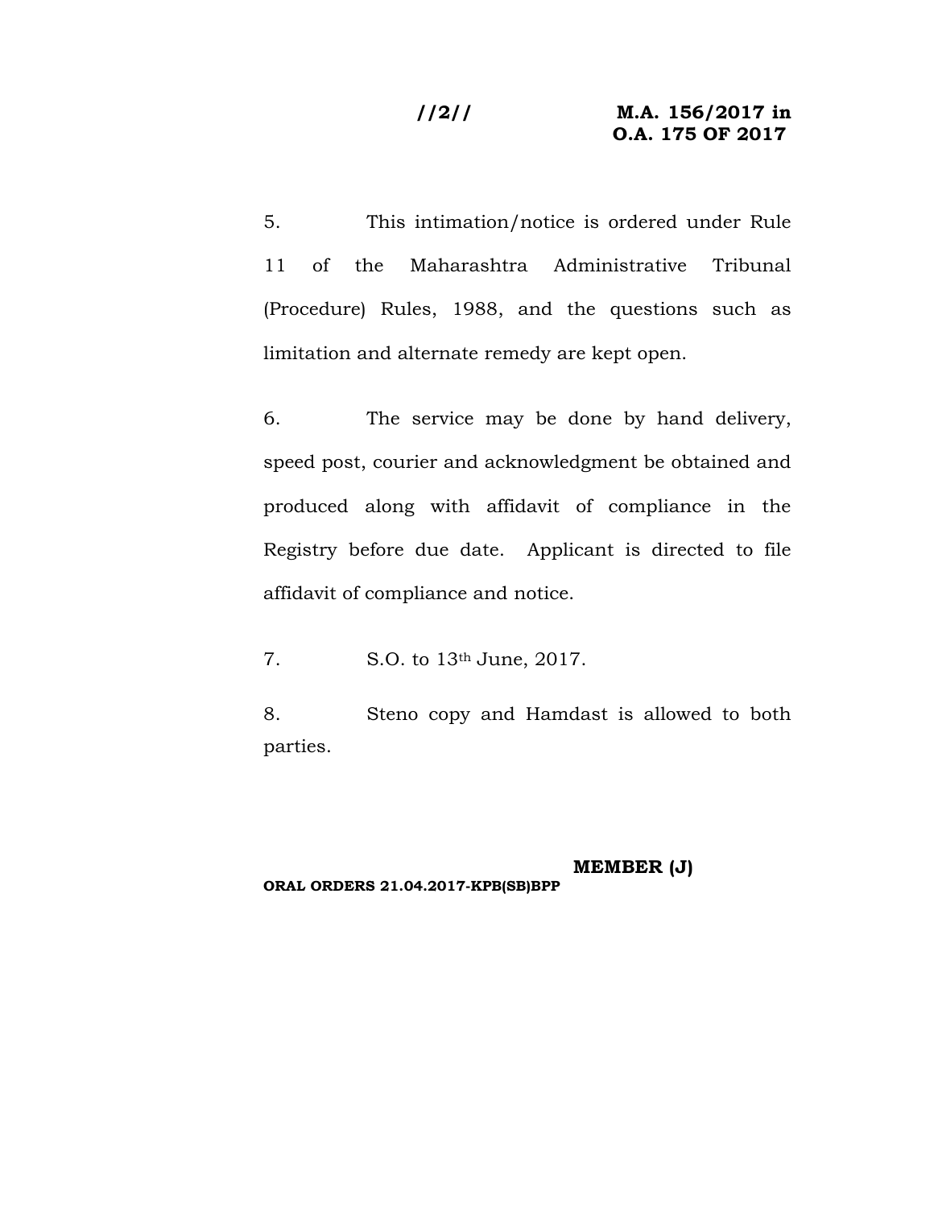**//2// M.A. 156/2017 in O.A. 175 OF 2017**

5. This intimation/notice is ordered under Rule 11 of the Maharashtra Administrative Tribunal (Procedure) Rules, 1988, and the questions such as limitation and alternate remedy are kept open.

6. The service may be done by hand delivery, speed post, courier and acknowledgment be obtained and produced along with affidavit of compliance in the Registry before due date. Applicant is directed to file affidavit of compliance and notice.

7. S.O. to 13th June, 2017.

8. Steno copy and Hamdast is allowed to both parties.

**MEMBER (J)**

**ORAL ORDERS 21.04.2017-KPB(SB)BPP**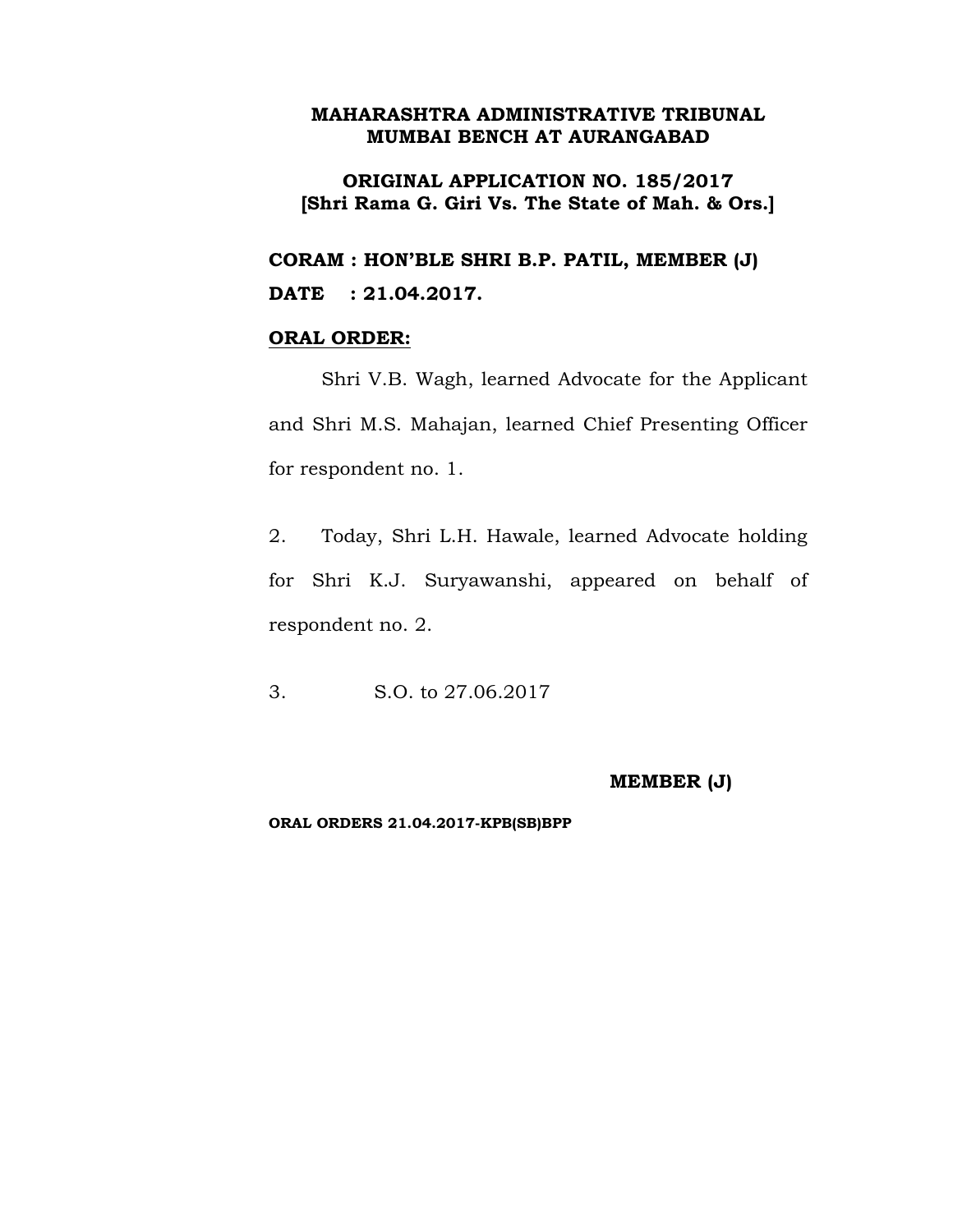**MAHARASHTRA ADMINISTRATIVE TRIBUNAL**
**MUMBAI BENCH AT AURANGABAD**

**ORIGINAL APPLICATION NO. 185/2017**
**[Shri Rama G. Giri Vs. The State of Mah. & Ors.]**

**CORAM : HON'BLE SHRI B.P. PATIL, MEMBER (J)**

**DATE : 21.04.2017.**

**ORAL ORDER:**

Shri V.B. Wagh, learned Advocate for the Applicant and Shri M.S. Mahajan, learned Chief Presenting Officer for respondent no. 1.

2. Today, Shri L.H. Hawale, learned Advocate holding for Shri K.J. Suryawanshi, appeared on behalf of respondent no. 2.

3. S.O. to 27.06.2017

**MEMBER (J)**

**ORAL ORDERS 21.04.2017-KPB(SB)BPP**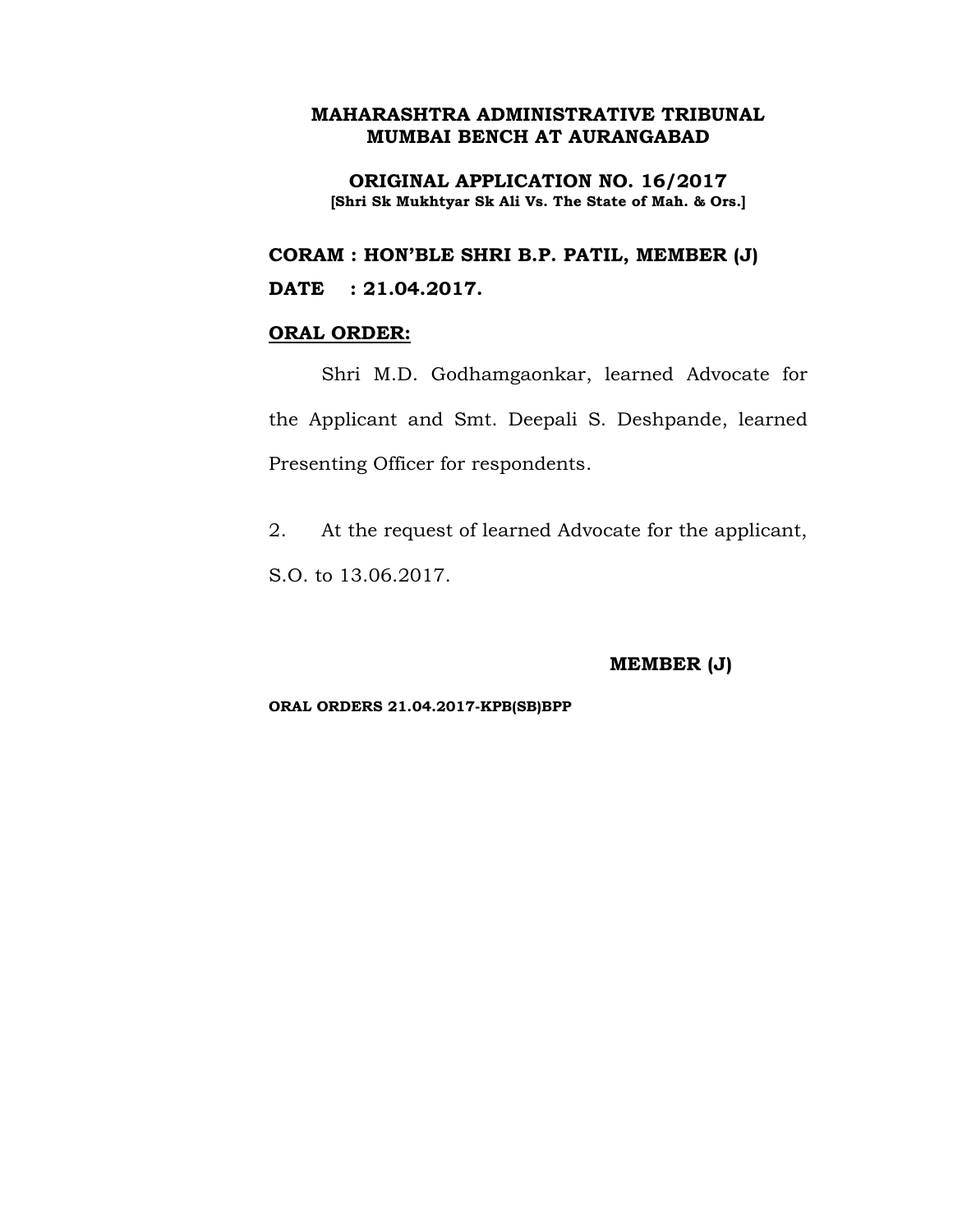**MAHARASHTRA ADMINISTRATIVE TRIBUNAL**
**MUMBAI BENCH AT AURANGABAD**

**ORIGINAL APPLICATION NO. 16/2017**
**[Shri Sk Mukhtyar Sk Ali Vs. The State of Mah. & Ors.]**

**CORAM : HON'BLE SHRI B.P. PATIL, MEMBER (J)**

**DATE : 21.04.2017.**

**<u>ORAL ORDER:</u>**

Shri M.D. Godhamgaonkar, learned Advocate for the Applicant and Smt. Deepali S. Deshpande, learned Presenting Officer for respondents.

2. At the request of learned Advocate for the applicant, S.O. to 13.06.2017.

**MEMBER (J)**

**ORAL ORDERS 21.04.2017-KPB(SB)BPP**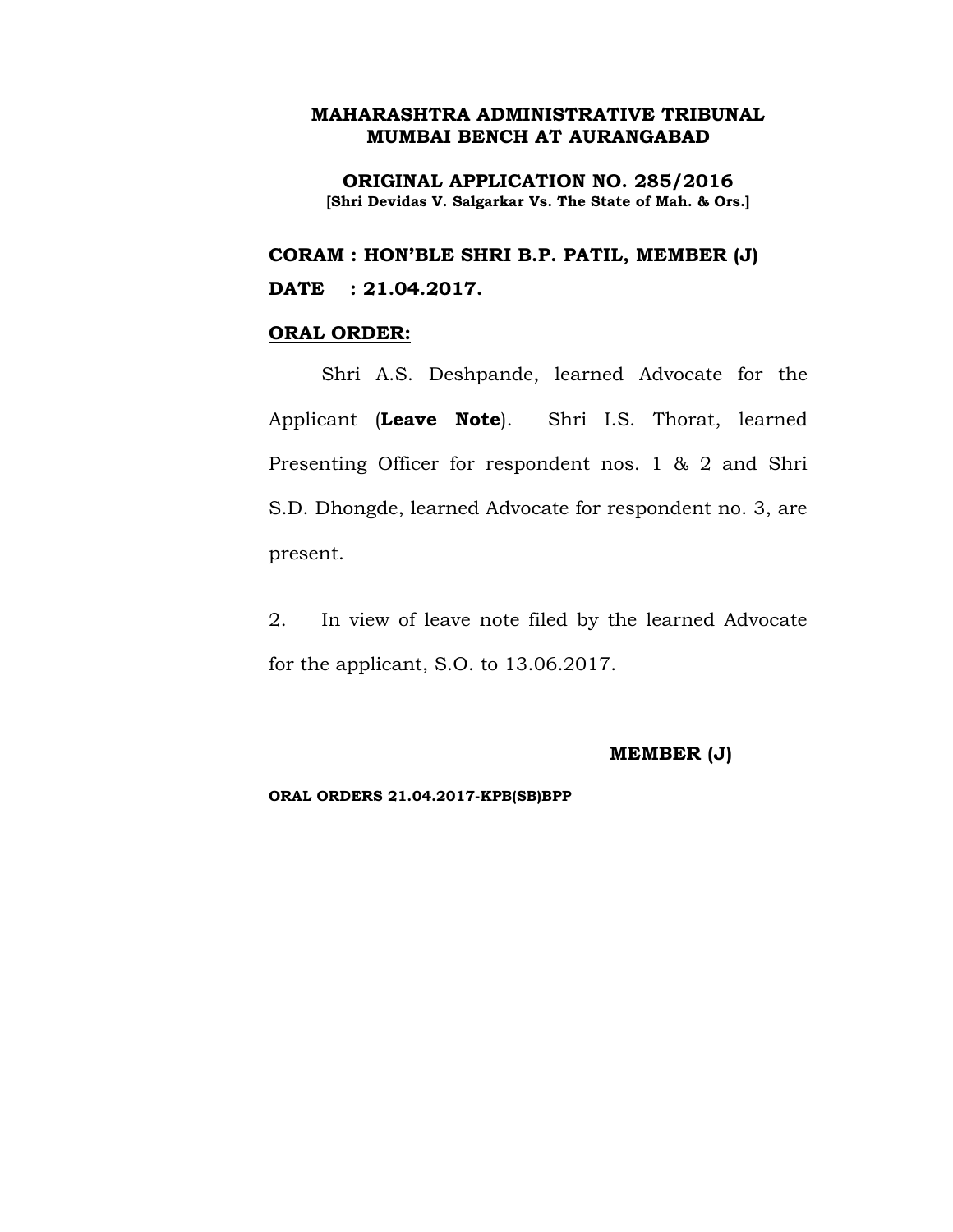**MAHARASHTRA ADMINISTRATIVE TRIBUNAL**
**MUMBAI BENCH AT AURANGABAD**

**ORIGINAL APPLICATION NO. 285/2016**
**[Shri Devidas V. Salgarkar Vs. The State of Mah. & Ors.]**

**CORAM : HON'BLE SHRI B.P. PATIL, MEMBER (J)**
**DATE : 21.04.2017.**

**ORAL ORDER:**

Shri A.S. Deshpande, learned Advocate for the Applicant (**Leave Note**). Shri I.S. Thorat, learned Presenting Officer for respondent nos. 1 & 2 and Shri S.D. Dhongde, learned Advocate for respondent no. 3, are present.

2. In view of leave note filed by the learned Advocate for the applicant, S.O. to 13.06.2017.

**MEMBER (J)**

**ORAL ORDERS 21.04.2017-KPB(SB)BPP**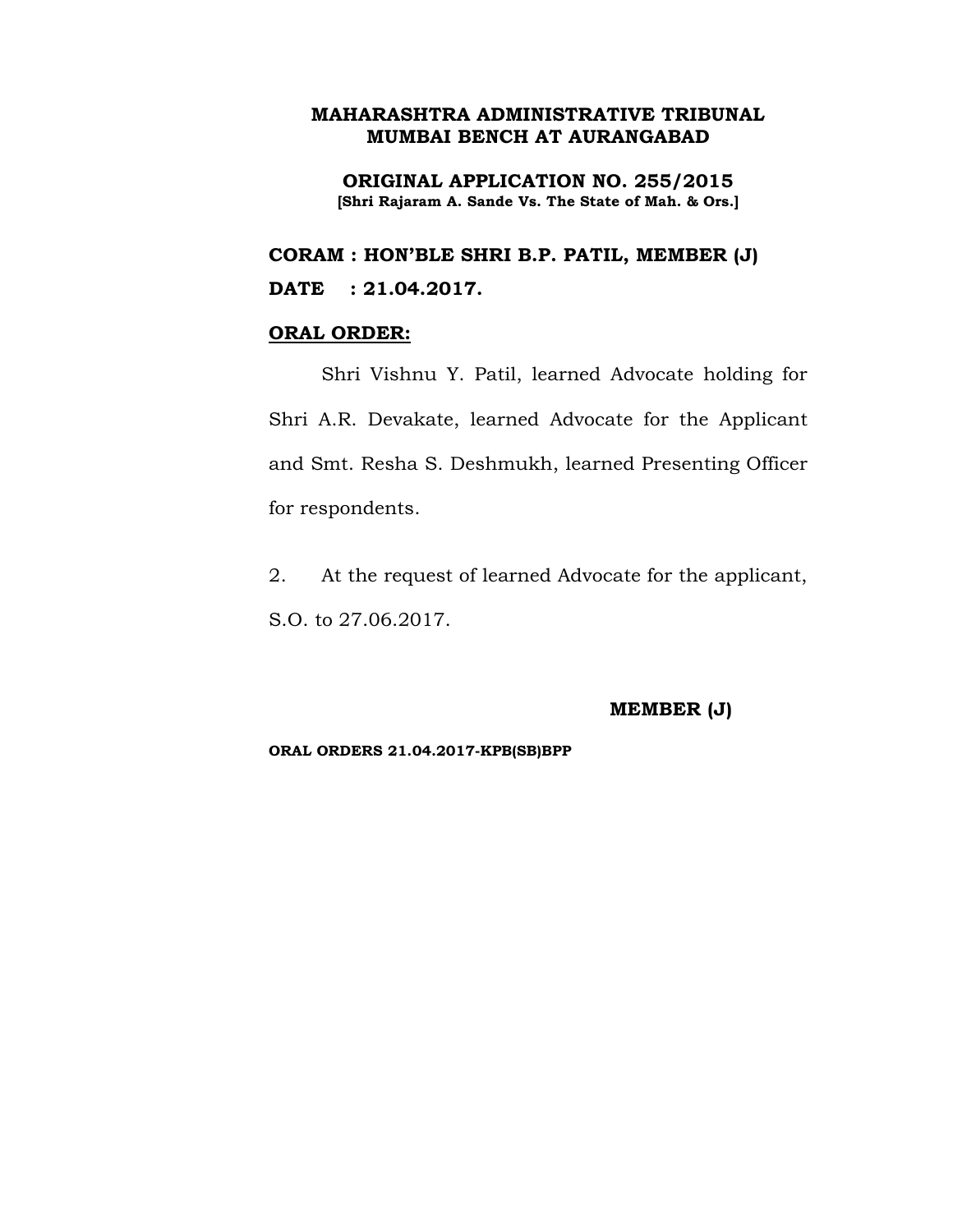**MAHARASHTRA ADMINISTRATIVE TRIBUNAL**
**MUMBAI BENCH AT AURANGABAD**

**ORIGINAL APPLICATION NO. 255/2015**
**[Shri Rajaram A. Sande Vs. The State of Mah. & Ors.]**

**CORAM : HON'BLE SHRI B.P. PATIL, MEMBER (J)**

**DATE : 21.04.2017.**

**ORAL ORDER:**

Shri Vishnu Y. Patil, learned Advocate holding for Shri A.R. Devakate, learned Advocate for the Applicant and Smt. Resha S. Deshmukh, learned Presenting Officer for respondents.

2. At the request of learned Advocate for the applicant, S.O. to 27.06.2017.

**MEMBER (J)**

**ORAL ORDERS 21.04.2017-KPB(SB)BPP**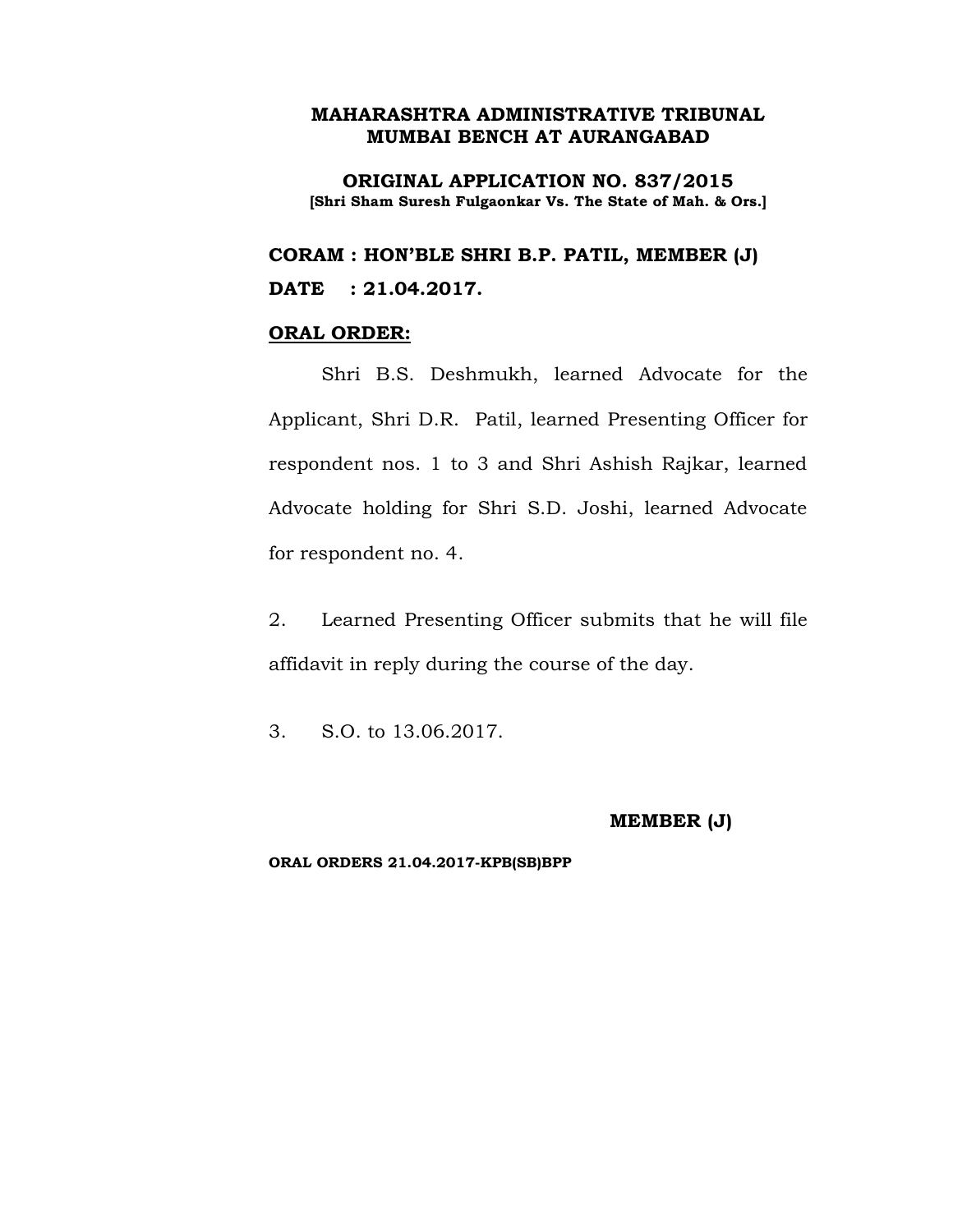**MAHARASHTRA ADMINISTRATIVE TRIBUNAL**
**MUMBAI BENCH AT AURANGABAD**

**ORIGINAL APPLICATION NO. 837/2015**
**[Shri Sham Suresh Fulgaonkar Vs. The State of Mah. & Ors.]**

**CORAM : HON'BLE SHRI B.P. PATIL, MEMBER (J)**

**DATE : 21.04.2017.**

**ORAL ORDER:**

Shri B.S. Deshmukh, learned Advocate for the Applicant, Shri D.R. Patil, learned Presenting Officer for respondent nos. 1 to 3 and Shri Ashish Rajkar, learned Advocate holding for Shri S.D. Joshi, learned Advocate for respondent no. 4.

2. Learned Presenting Officer submits that he will file affidavit in reply during the course of the day.

3. S.O. to 13.06.2017.

**MEMBER (J)**

**ORAL ORDERS 21.04.2017-KPB(SB)BPP**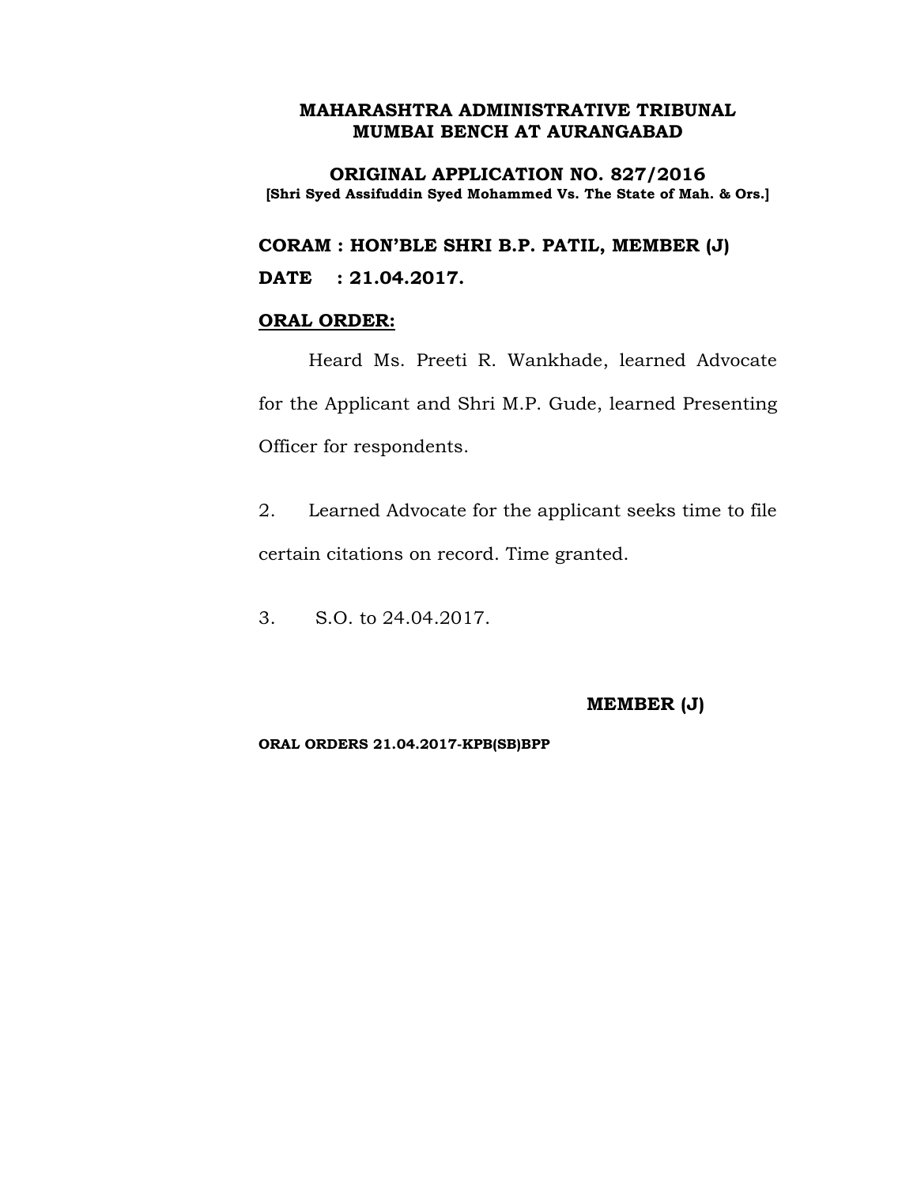**MAHARASHTRA ADMINISTRATIVE TRIBUNAL**
**MUMBAI BENCH AT AURANGABAD**

**ORIGINAL APPLICATION NO. 827/2016**
**[Shri Syed Assifuddin Syed Mohammed Vs. The State of Mah. & Ors.]**

**CORAM : HON'BLE SHRI B.P. PATIL, MEMBER (J)**

**DATE : 21.04.2017.**

**ORAL ORDER:**

Heard Ms. Preeti R. Wankhade, learned Advocate for the Applicant and Shri M.P. Gude, learned Presenting Officer for respondents.

2. Learned Advocate for the applicant seeks time to file certain citations on record. Time granted.

3. S.O. to 24.04.2017.

**MEMBER (J)**

**ORAL ORDERS 21.04.2017-KPB(SB)BPP**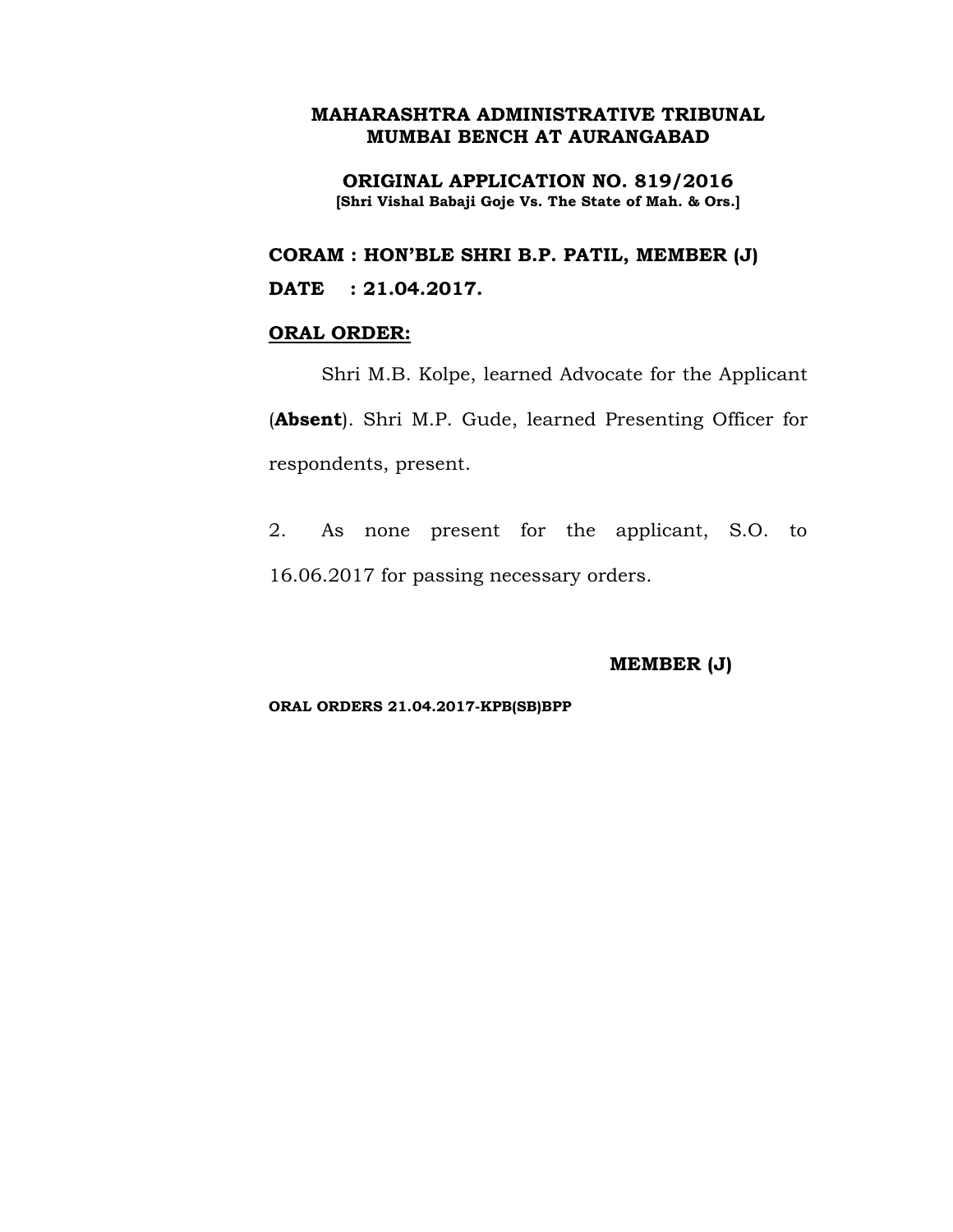**MAHARASHTRA ADMINISTRATIVE TRIBUNAL**
**MUMBAI BENCH AT AURANGABAD**

**ORIGINAL APPLICATION NO. 819/2016**
**[Shri Vishal Babaji Goje Vs. The State of Mah. & Ors.]**

**CORAM : HON'BLE SHRI B.P. PATIL, MEMBER (J)**
**DATE : 21.04.2017.**

**ORAL ORDER:**

Shri M.B. Kolpe, learned Advocate for the Applicant (**Absent**). Shri M.P. Gude, learned Presenting Officer for respondents, present.

2. As none present for the applicant, S.O. to 16.06.2017 for passing necessary orders.

**MEMBER (J)**

**ORAL ORDERS 21.04.2017-KPB(SB)BPP**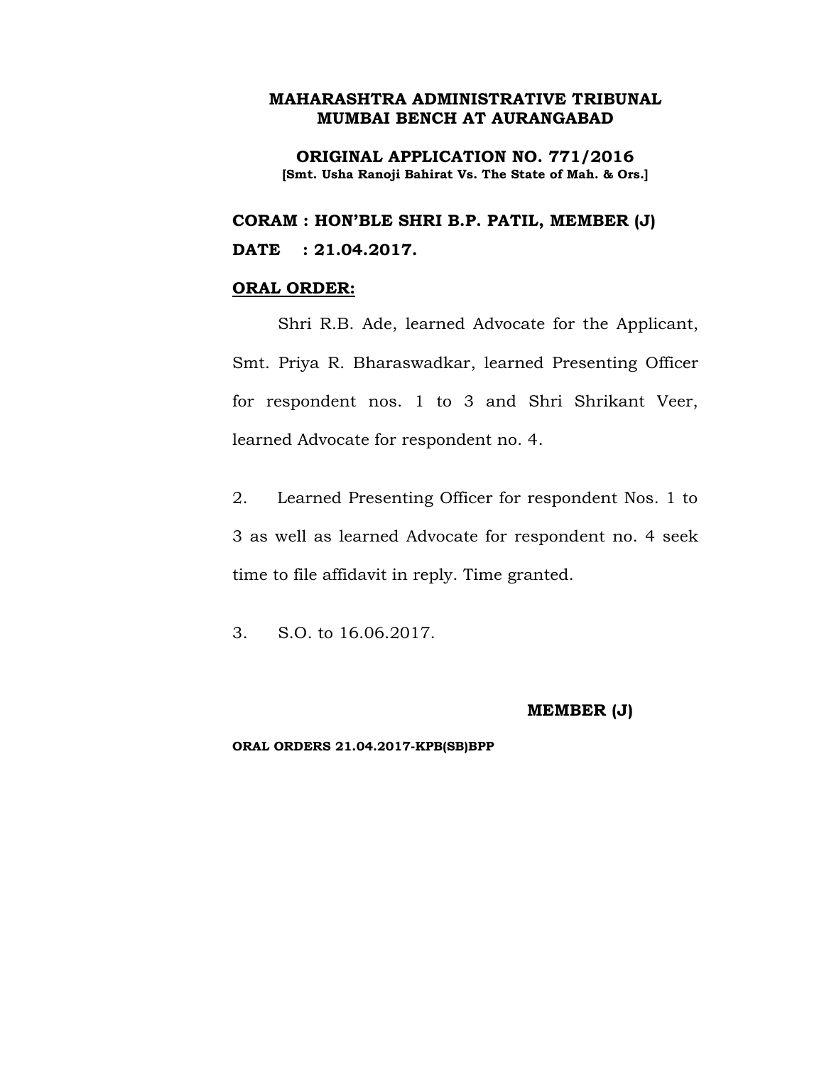**MAHARASHTRA ADMINISTRATIVE TRIBUNAL**
**MUMBAI BENCH AT AURANGABAD**

**ORIGINAL APPLICATION NO. 771/2016**
**[Smt. Usha Ranoji Bahirat Vs. The State of Mah. & Ors.]**

**CORAM : HON'BLE SHRI B.P. PATIL, MEMBER (J)**
**DATE : 21.04.2017.**

**ORAL ORDER:**

Shri R.B. Ade, learned Advocate for the Applicant, Smt. Priya R. Bharaswadkar, learned Presenting Officer for respondent nos. 1 to 3 and Shri Shrikant Veer, learned Advocate for respondent no. 4.

2. Learned Presenting Officer for respondent Nos. 1 to 3 as well as learned Advocate for respondent no. 4 seek time to file affidavit in reply. Time granted.

3. S.O. to 16.06.2017.

**MEMBER (J)**

**ORAL ORDERS 21.04.2017-KPB(SB)BPP**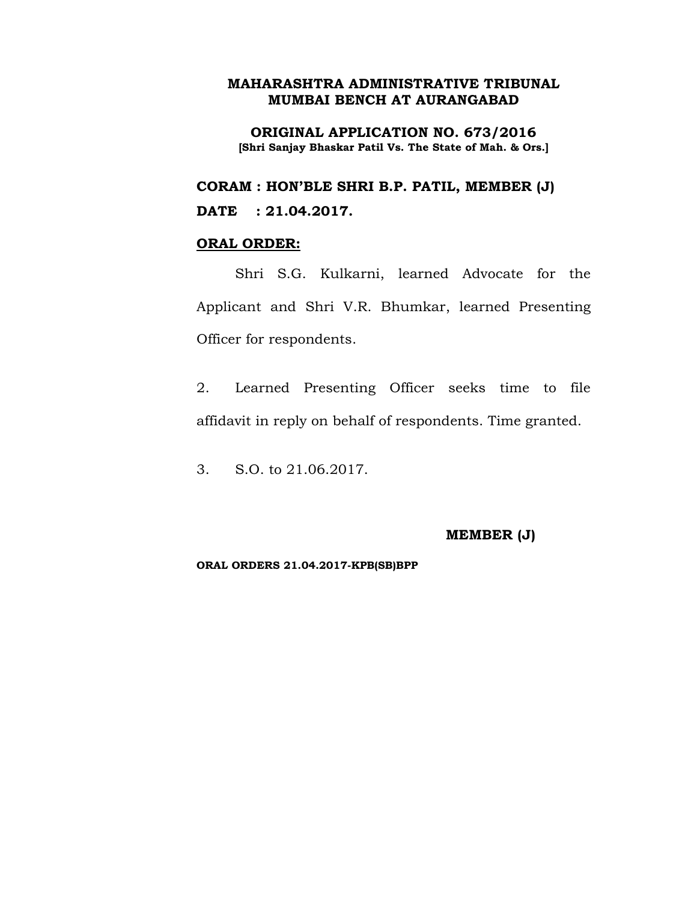**MAHARASHTRA ADMINISTRATIVE TRIBUNAL**
**MUMBAI BENCH AT AURANGABAD**

**ORIGINAL APPLICATION NO. 673/2016**
**[Shri Sanjay Bhaskar Patil Vs. The State of Mah. & Ors.]**

**CORAM : HON'BLE SHRI B.P. PATIL, MEMBER (J)**

**DATE : 21.04.2017.**

**ORAL ORDER:**

Shri S.G. Kulkarni, learned Advocate for the Applicant and Shri V.R. Bhumkar, learned Presenting Officer for respondents.

2. Learned Presenting Officer seeks time to file affidavit in reply on behalf of respondents. Time granted.

3. S.O. to 21.06.2017.

**MEMBER (J)**

**ORAL ORDERS 21.04.2017-KPB(SB)BPP**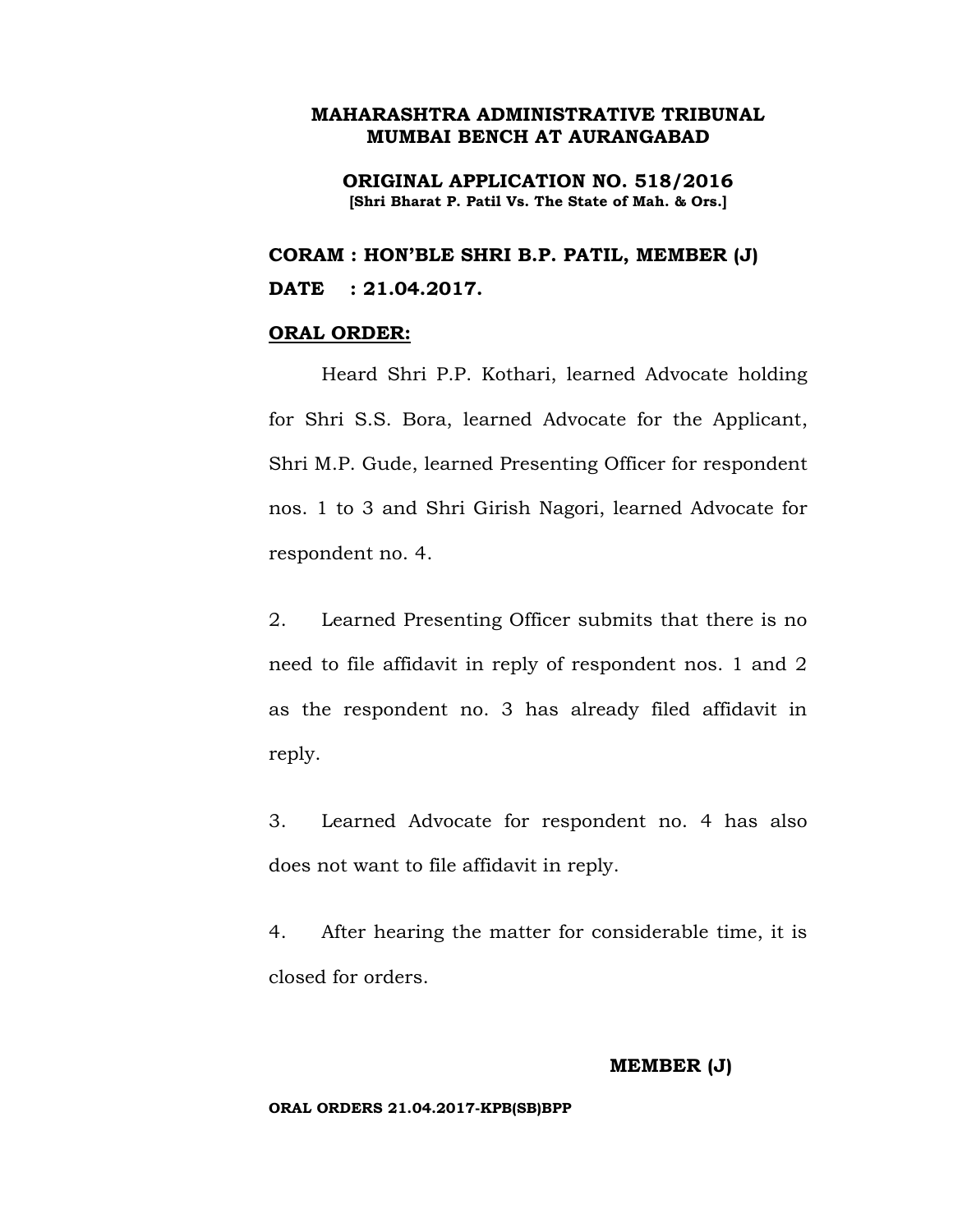**MAHARASHTRA ADMINISTRATIVE TRIBUNAL**
**MUMBAI BENCH AT AURANGABAD**

**ORIGINAL APPLICATION NO. 518/2016**
**[Shri Bharat P. Patil Vs. The State of Mah. & Ors.]**

**CORAM : HON'BLE SHRI B.P. PATIL, MEMBER (J)**

**DATE : 21.04.2017.**

**ORAL ORDER:**

Heard Shri P.P. Kothari, learned Advocate holding for Shri S.S. Bora, learned Advocate for the Applicant, Shri M.P. Gude, learned Presenting Officer for respondent nos. 1 to 3 and Shri Girish Nagori, learned Advocate for respondent no. 4.

2. Learned Presenting Officer submits that there is no need to file affidavit in reply of respondent nos. 1 and 2 as the respondent no. 3 has already filed affidavit in reply.

3. Learned Advocate for respondent no. 4 has also does not want to file affidavit in reply.

4. After hearing the matter for considerable time, it is closed for orders.

**MEMBER (J)**

**ORAL ORDERS 21.04.2017-KPB(SB)BPP**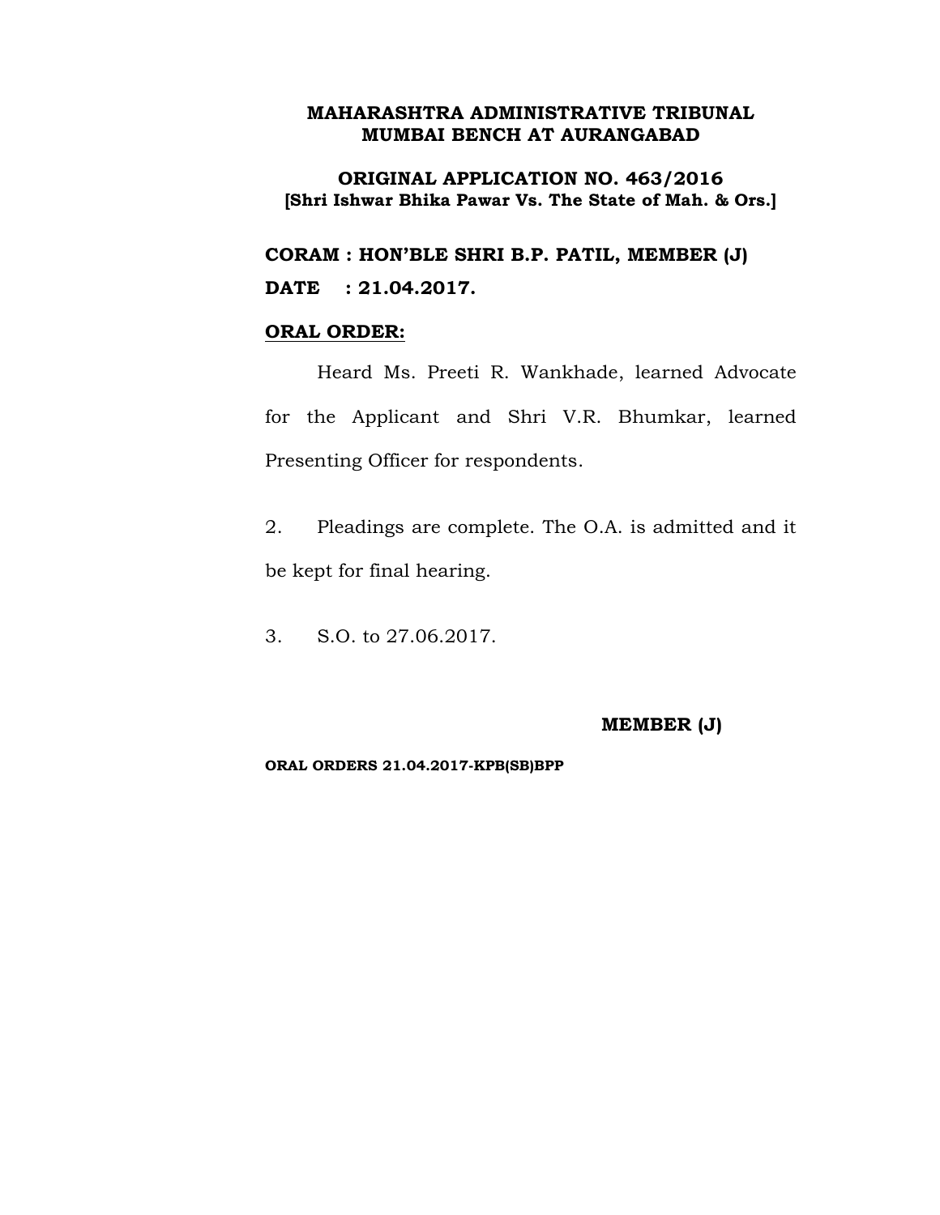**MAHARASHTRA ADMINISTRATIVE TRIBUNAL**
**MUMBAI BENCH AT AURANGABAD**

**ORIGINAL APPLICATION NO. 463/2016**
**[Shri Ishwar Bhika Pawar Vs. The State of Mah. & Ors.]**

**CORAM : HON'BLE SHRI B.P. PATIL, MEMBER (J)**

**DATE : 21.04.2017.**

**ORAL ORDER:**

Heard Ms. Preeti R. Wankhade, learned Advocate for the Applicant and Shri V.R. Bhumkar, learned Presenting Officer for respondents.

2. Pleadings are complete. The O.A. is admitted and it be kept for final hearing.

3. S.O. to 27.06.2017.

**MEMBER (J)**

**ORAL ORDERS 21.04.2017-KPB(SB)BPP**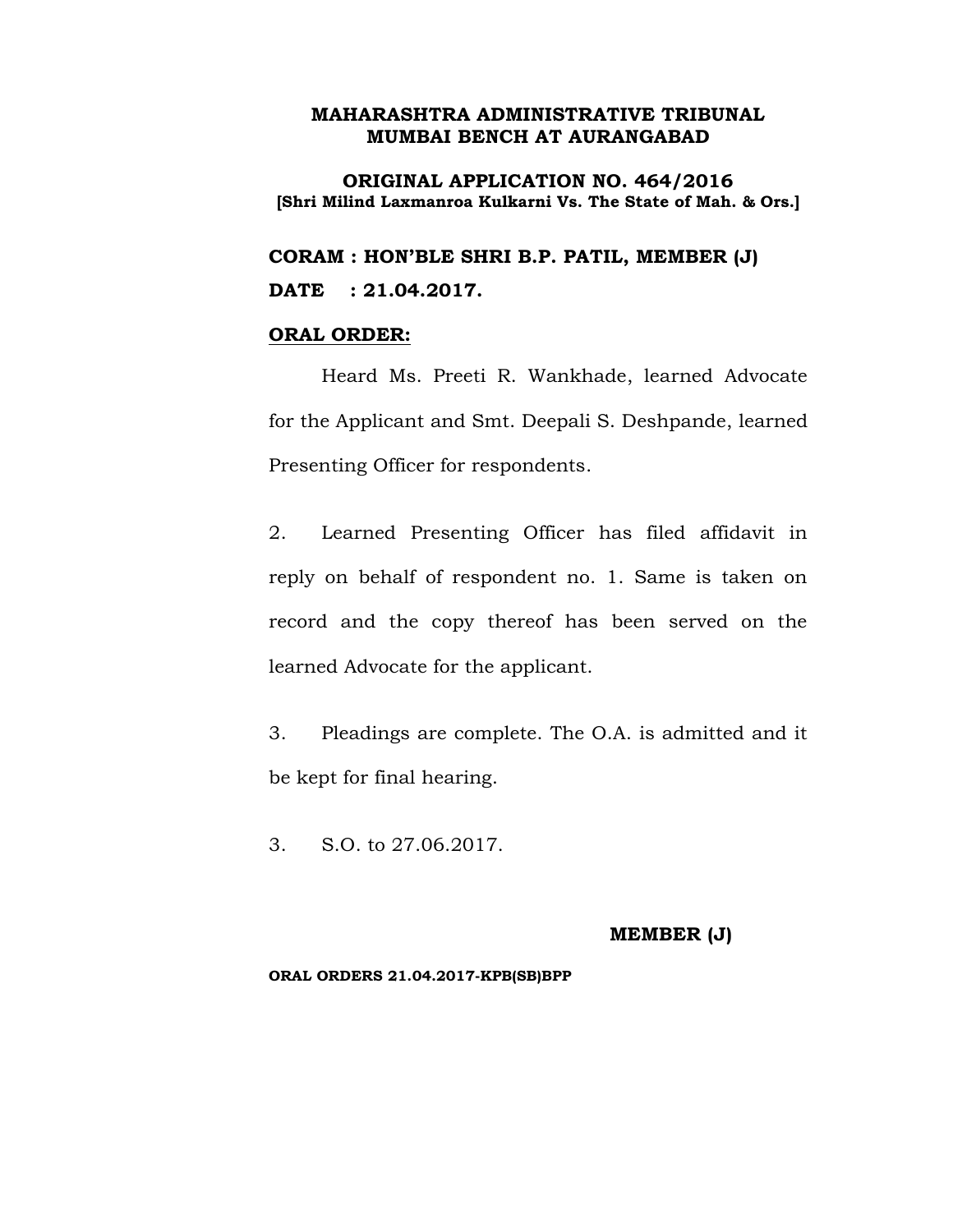**MAHARASHTRA ADMINISTRATIVE TRIBUNAL**
**MUMBAI BENCH AT AURANGABAD**

**ORIGINAL APPLICATION NO. 464/2016**
**[Shri Milind Laxmanroa Kulkarni Vs. The State of Mah. & Ors.]**

**CORAM : HON'BLE SHRI B.P. PATIL, MEMBER (J)**
**DATE : 21.04.2017.**

**ORAL ORDER:**

Heard Ms. Preeti R. Wankhade, learned Advocate for the Applicant and Smt. Deepali S. Deshpande, learned Presenting Officer for respondents.

2. Learned Presenting Officer has filed affidavit in reply on behalf of respondent no. 1. Same is taken on record and the copy thereof has been served on the learned Advocate for the applicant.

3. Pleadings are complete. The O.A. is admitted and it be kept for final hearing.

3. S.O. to 27.06.2017.

**MEMBER (J)**

**ORAL ORDERS 21.04.2017-KPB(SB)BPP**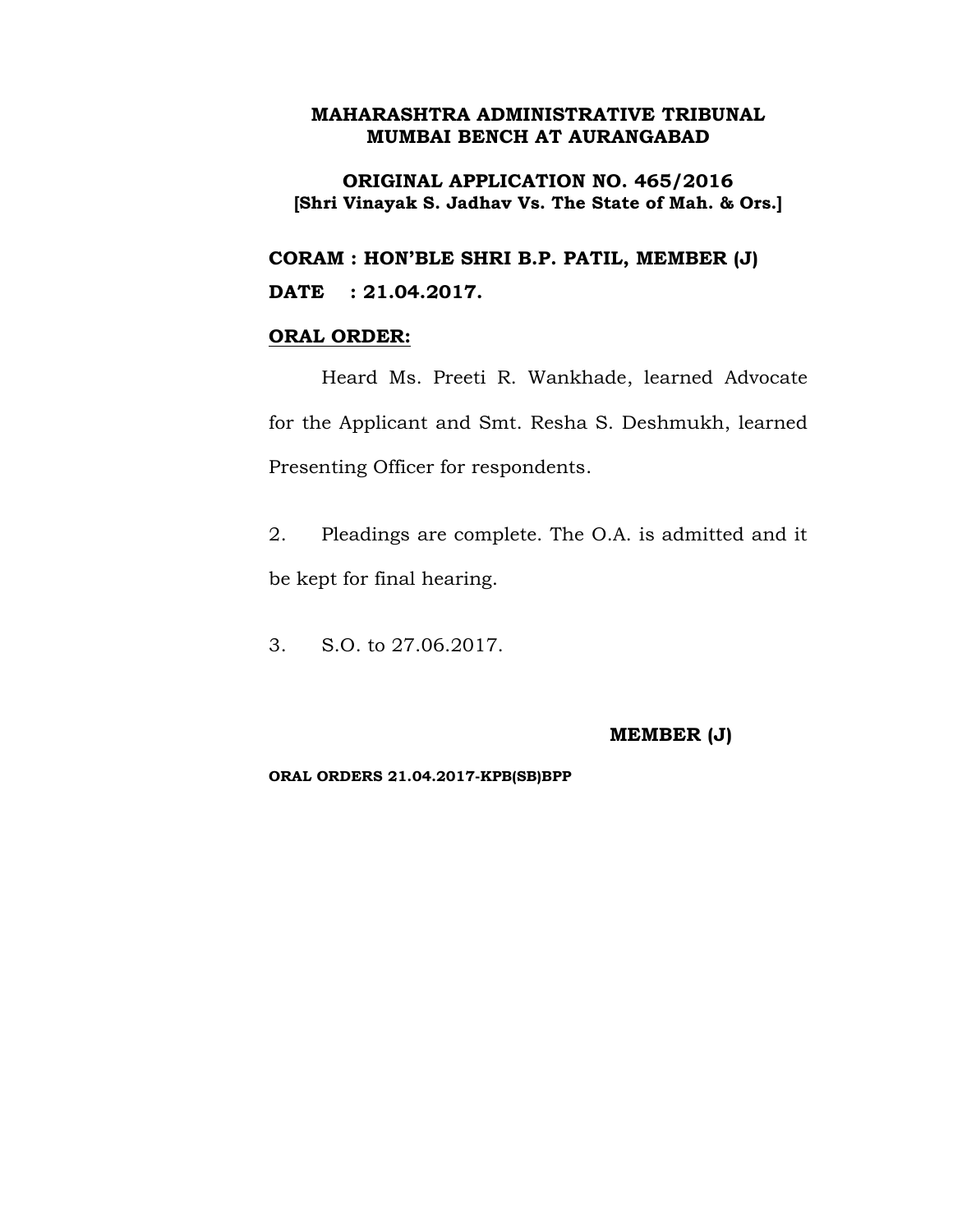**MAHARASHTRA ADMINISTRATIVE TRIBUNAL**
**MUMBAI BENCH AT AURANGABAD**

**ORIGINAL APPLICATION NO. 465/2016**
**[Shri Vinayak S. Jadhav Vs. The State of Mah. & Ors.]**

**CORAM : HON'BLE SHRI B.P. PATIL, MEMBER (J)**

**DATE : 21.04.2017.**

**ORAL ORDER:**

Heard Ms. Preeti R. Wankhade, learned Advocate for the Applicant and Smt. Resha S. Deshmukh, learned Presenting Officer for respondents.

2. Pleadings are complete. The O.A. is admitted and it be kept for final hearing.

3. S.O. to 27.06.2017.

**MEMBER (J)**

**ORAL ORDERS 21.04.2017-KPB(SB)BPP**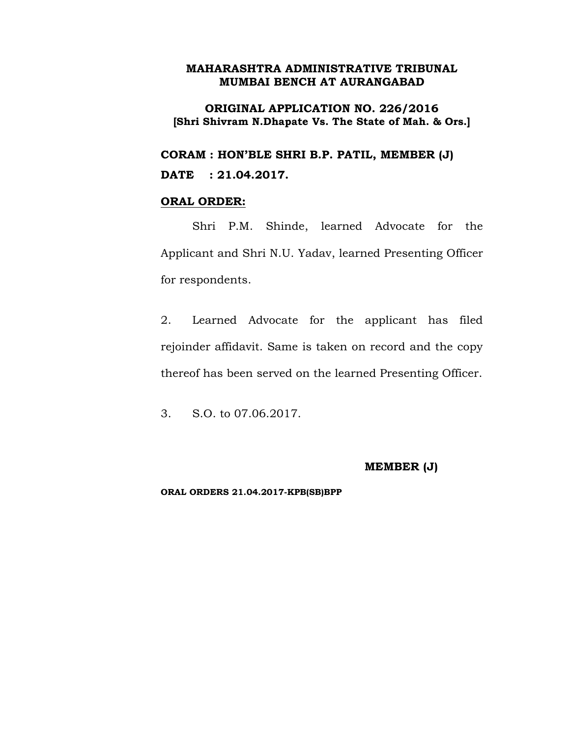**MAHARASHTRA ADMINISTRATIVE TRIBUNAL**
**MUMBAI BENCH AT AURANGABAD**

**ORIGINAL APPLICATION NO. 226/2016**
**[Shri Shivram N.Dhapate Vs. The State of Mah. & Ors.]**

**CORAM : HON'BLE SHRI B.P. PATIL, MEMBER (J)**

**DATE : 21.04.2017.**

**ORAL ORDER:**

Shri P.M. Shinde, learned Advocate for the Applicant and Shri N.U. Yadav, learned Presenting Officer for respondents.

2. Learned Advocate for the applicant has filed rejoinder affidavit. Same is taken on record and the copy thereof has been served on the learned Presenting Officer.

3. S.O. to 07.06.2017.

**MEMBER (J)**

**ORAL ORDERS 21.04.2017-KPB(SB)BPP**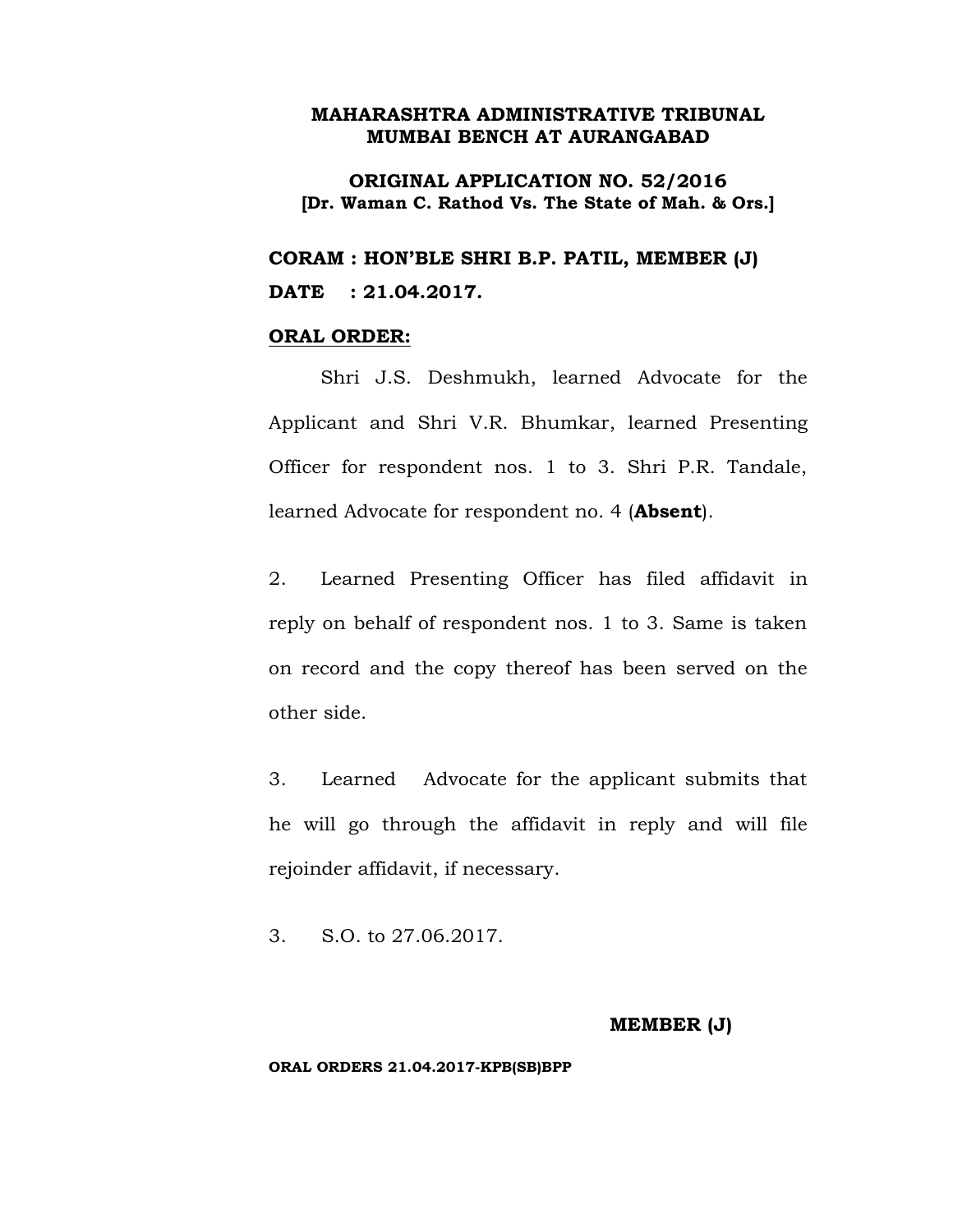**MAHARASHTRA ADMINISTRATIVE TRIBUNAL**
**MUMBAI BENCH AT AURANGABAD**

**ORIGINAL APPLICATION NO. 52/2016**
**[Dr. Waman C. Rathod Vs. The State of Mah. & Ors.]**

**CORAM : HON'BLE SHRI B.P. PATIL, MEMBER (J)**
**DATE : 21.04.2017.**

**ORAL ORDER:**

Shri J.S. Deshmukh, learned Advocate for the Applicant and Shri V.R. Bhumkar, learned Presenting Officer for respondent nos. 1 to 3. Shri P.R. Tandale, learned Advocate for respondent no. 4 (**Absent**).

2. Learned Presenting Officer has filed affidavit in reply on behalf of respondent nos. 1 to 3. Same is taken on record and the copy thereof has been served on the other side.

3. Learned Advocate for the applicant submits that he will go through the affidavit in reply and will file rejoinder affidavit, if necessary.

3. S.O. to 27.06.2017.

**MEMBER (J)**

**ORAL ORDERS 21.04.2017-KPB(SB)BPP**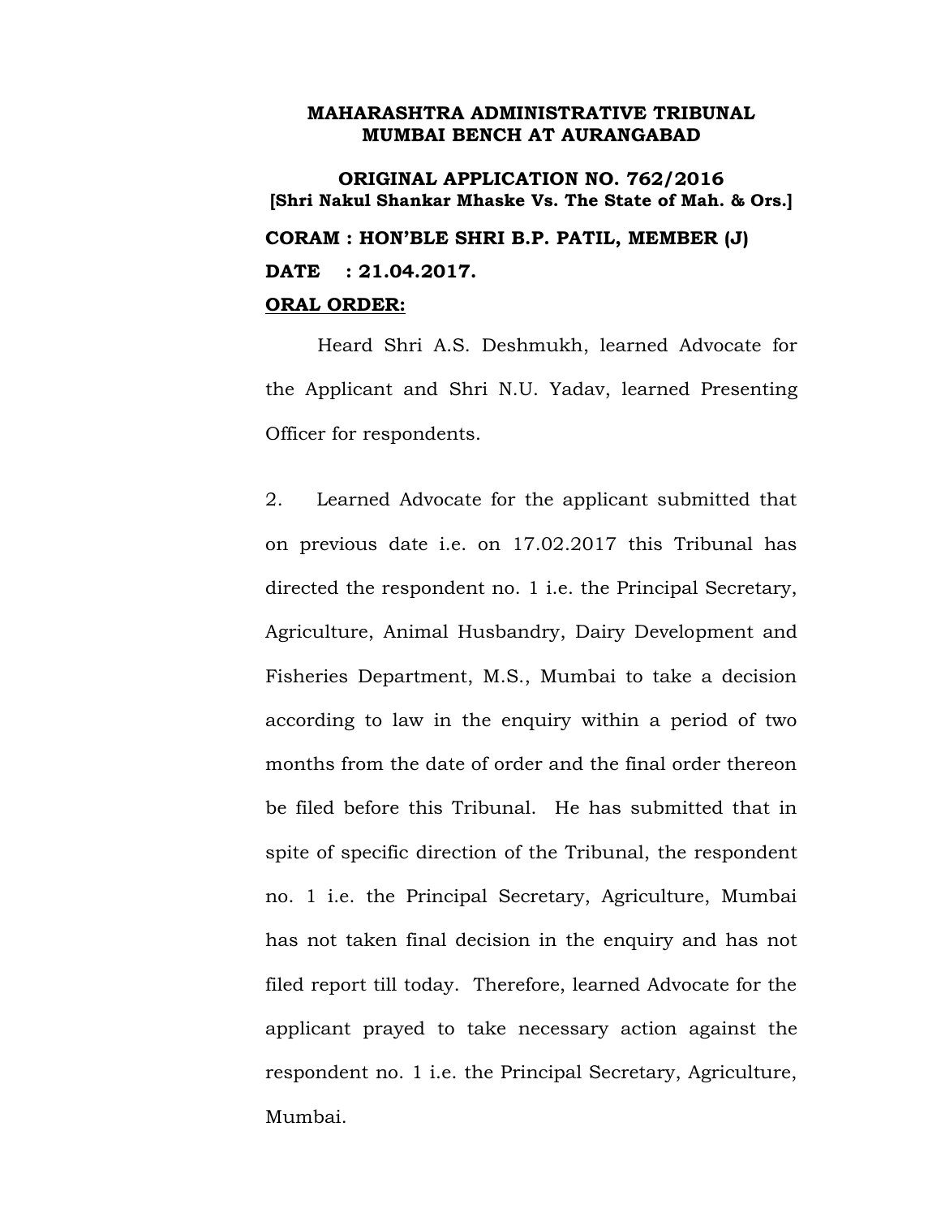**MAHARASHTRA ADMINISTRATIVE TRIBUNAL**
**MUMBAI BENCH AT AURANGABAD**

**ORIGINAL APPLICATION NO. 762/2016**
**[Shri Nakul Shankar Mhaske Vs. The State of Mah. & Ors.]**

**CORAM : HON'BLE SHRI B.P. PATIL, MEMBER (J)**

**DATE : 21.04.2017.**

**ORAL ORDER:**

Heard Shri A.S. Deshmukh, learned Advocate for the Applicant and Shri N.U. Yadav, learned Presenting Officer for respondents.

2. Learned Advocate for the applicant submitted that on previous date i.e. on 17.02.2017 this Tribunal has directed the respondent no. 1 i.e. the Principal Secretary, Agriculture, Animal Husbandry, Dairy Development and Fisheries Department, M.S., Mumbai to take a decision according to law in the enquiry within a period of two months from the date of order and the final order thereon be filed before this Tribunal. He has submitted that in spite of specific direction of the Tribunal, the respondent no. 1 i.e. the Principal Secretary, Agriculture, Mumbai has not taken final decision in the enquiry and has not filed report till today. Therefore, learned Advocate for the applicant prayed to take necessary action against the respondent no. 1 i.e. the Principal Secretary, Agriculture, Mumbai.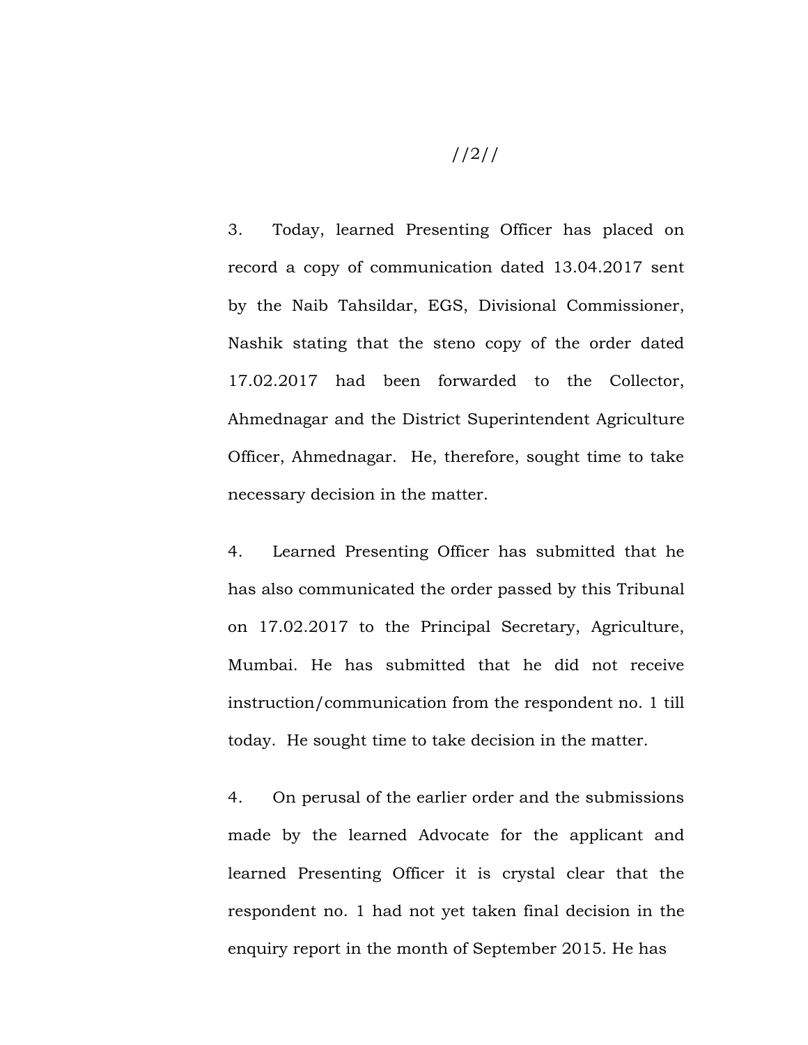3. Today, learned Presenting Officer has placed on record a copy of communication dated 13.04.2017 sent by the Naib Tahsildar, EGS, Divisional Commissioner, Nashik stating that the steno copy of the order dated 17.02.2017 had been forwarded to the Collector, Ahmednagar and the District Superintendent Agriculture Officer, Ahmednagar. He, therefore, sought time to take necessary decision in the matter.

4. Learned Presenting Officer has submitted that he has also communicated the order passed by this Tribunal on 17.02.2017 to the Principal Secretary, Agriculture, Mumbai. He has submitted that he did not receive instruction/communication from the respondent no. 1 till today. He sought time to take decision in the matter.

4. On perusal of the earlier order and the submissions made by the learned Advocate for the applicant and learned Presenting Officer it is crystal clear that the respondent no. 1 had not yet taken final decision in the enquiry report in the month of September 2015. He has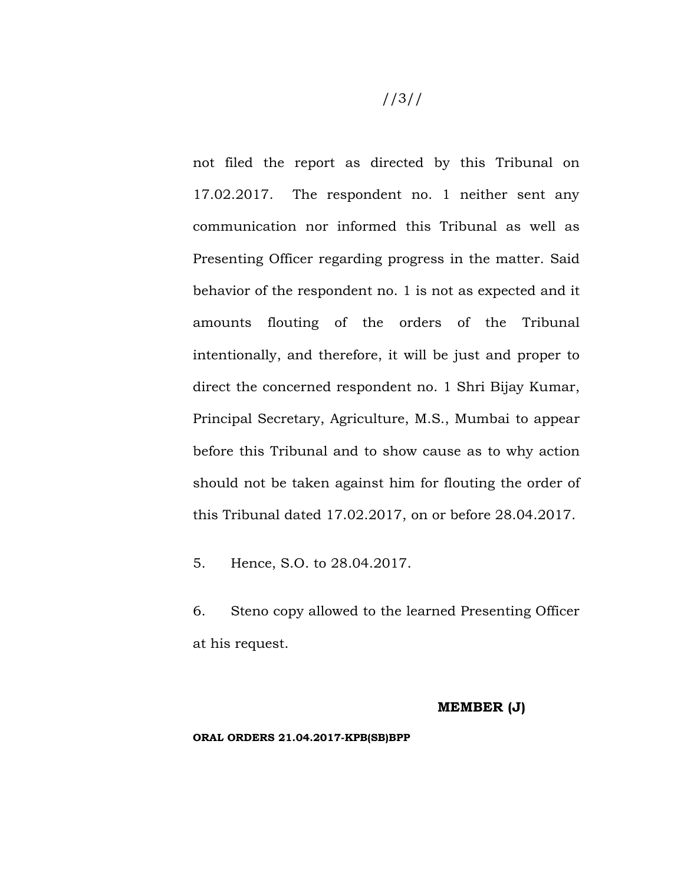not filed the report as directed by this Tribunal on 17.02.2017. The respondent no. 1 neither sent any communication nor informed this Tribunal as well as Presenting Officer regarding progress in the matter. Said behavior of the respondent no. 1 is not as expected and it amounts flouting of the orders of the Tribunal intentionally, and therefore, it will be just and proper to direct the concerned respondent no. 1 Shri Bijay Kumar, Principal Secretary, Agriculture, M.S., Mumbai to appear before this Tribunal and to show cause as to why action should not be taken against him for flouting the order of this Tribunal dated 17.02.2017, on or before 28.04.2017.

5. Hence, S.O. to 28.04.2017.

6. Steno copy allowed to the learned Presenting Officer at his request.

**MEMBER (J)**

**ORAL ORDERS 21.04.2017-KPB(SB)BPP**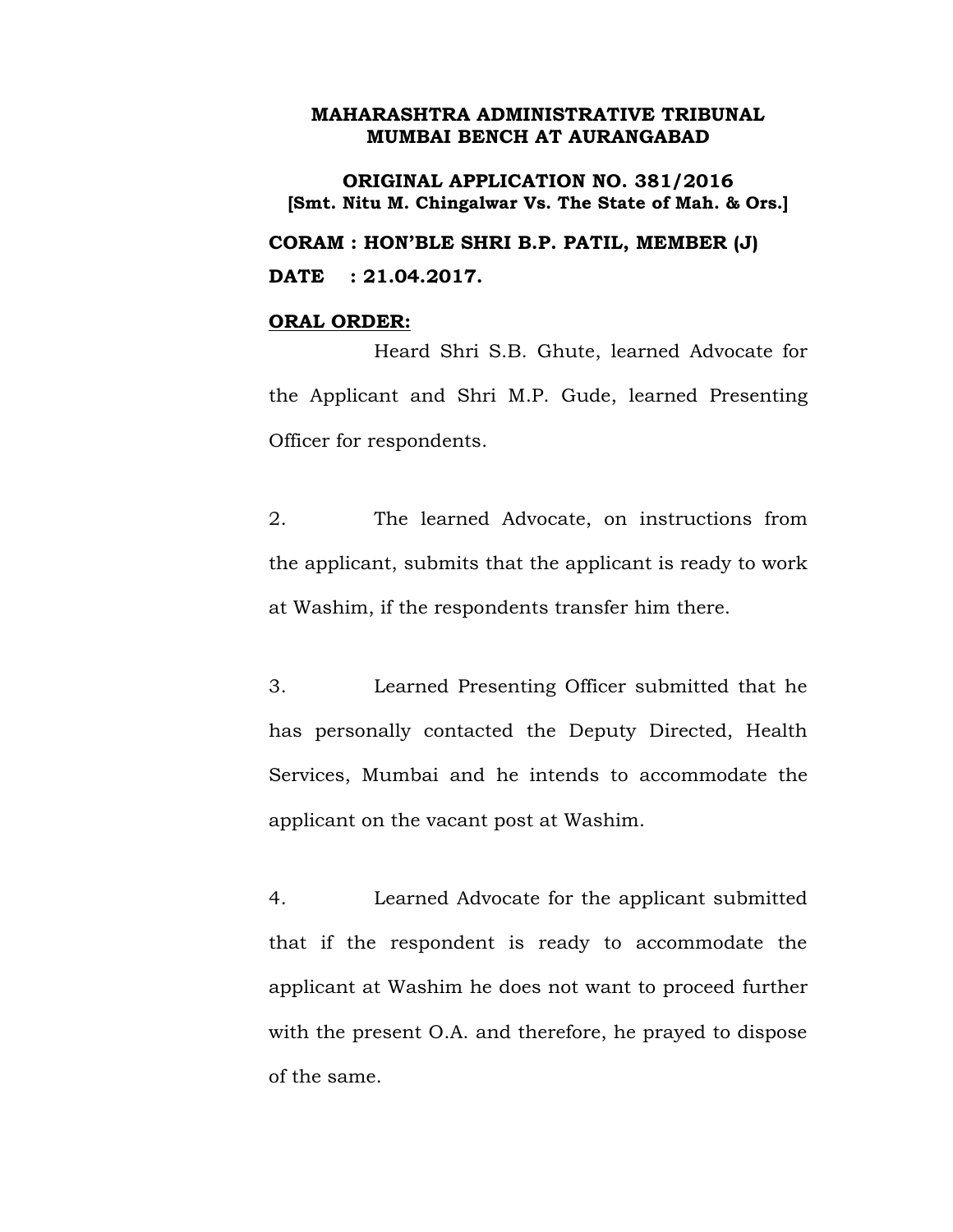**MAHARASHTRA ADMINISTRATIVE TRIBUNAL**
**MUMBAI BENCH AT AURANGABAD**

**ORIGINAL APPLICATION NO. 381/2016**
**[Smt. Nitu M. Chingalwar Vs. The State of Mah. & Ors.]**

**CORAM : HON'BLE SHRI B.P. PATIL, MEMBER (J)**

**DATE : 21.04.2017.**

**ORAL ORDER:**

Heard Shri S.B. Ghute, learned Advocate for the Applicant and Shri M.P. Gude, learned Presenting Officer for respondents.

2. The learned Advocate, on instructions from the applicant, submits that the applicant is ready to work at Washim, if the respondents transfer him there.

3. Learned Presenting Officer submitted that he has personally contacted the Deputy Directed, Health Services, Mumbai and he intends to accommodate the applicant on the vacant post at Washim.

4. Learned Advocate for the applicant submitted that if the respondent is ready to accommodate the applicant at Washim he does not want to proceed further with the present O.A. and therefore, he prayed to dispose of the same.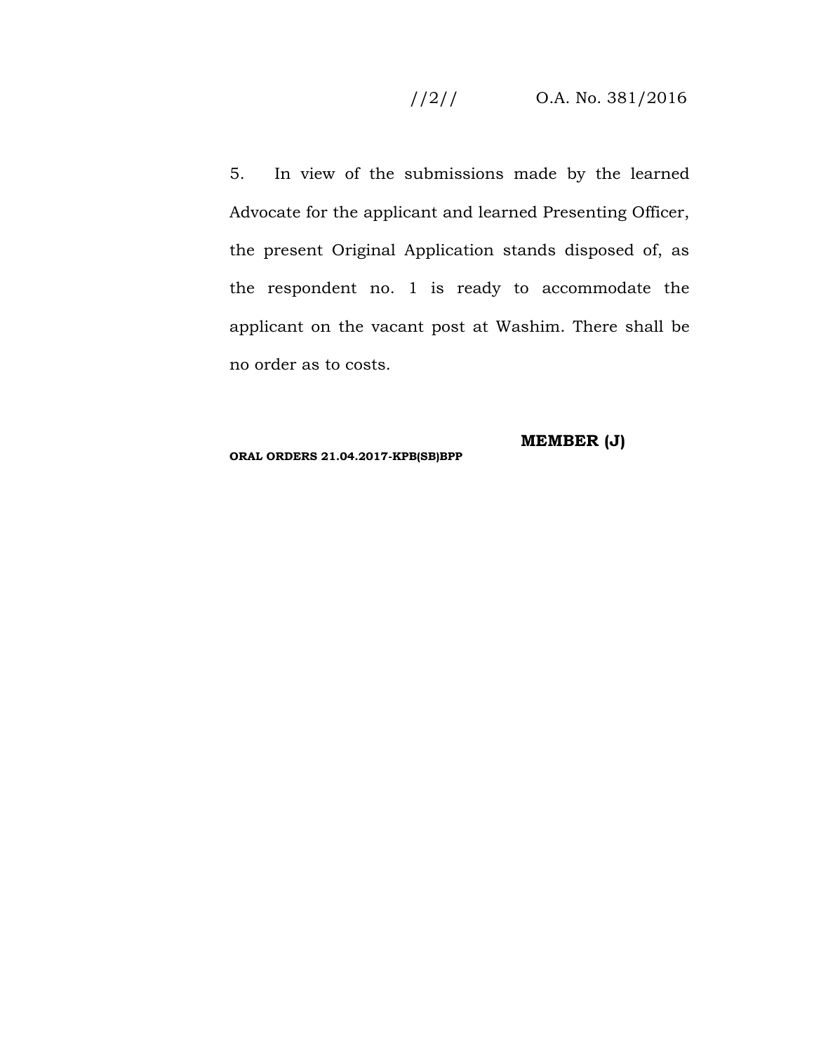5. In view of the submissions made by the learned Advocate for the applicant and learned Presenting Officer, the present Original Application stands disposed of, as the respondent no. 1 is ready to accommodate the applicant on the vacant post at Washim. There shall be no order as to costs.

**MEMBER (J)**

**ORAL ORDERS 21.04.2017-KPB(SB)BPP**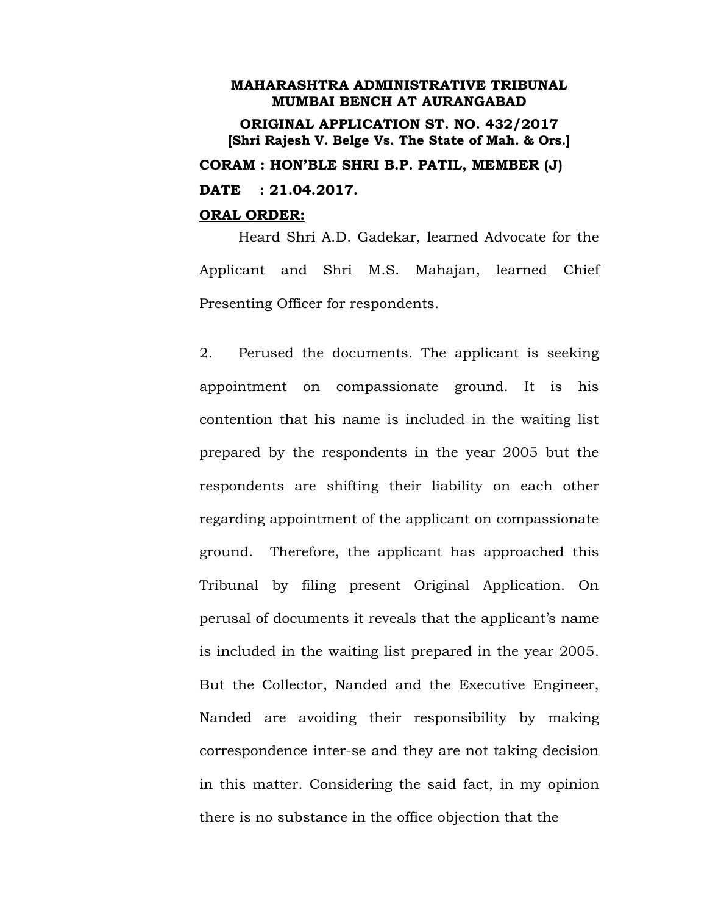**MAHARASHTRA ADMINISTRATIVE TRIBUNAL**
**MUMBAI BENCH AT AURANGABAD**

**ORIGINAL APPLICATION ST. NO. 432/2017**
**[Shri Rajesh V. Belge Vs. The State of Mah. & Ors.]**

**CORAM : HON'BLE SHRI B.P. PATIL, MEMBER (J)**

**DATE : 21.04.2017.**

**<u>ORAL ORDER:</u>**

Heard Shri A.D. Gadekar, learned Advocate for the Applicant and Shri M.S. Mahajan, learned Chief Presenting Officer for respondents.

2. Perused the documents. The applicant is seeking appointment on compassionate ground. It is his contention that his name is included in the waiting list prepared by the respondents in the year 2005 but the respondents are shifting their liability on each other regarding appointment of the applicant on compassionate ground. Therefore, the applicant has approached this Tribunal by filing present Original Application. On perusal of documents it reveals that the applicant's name is included in the waiting list prepared in the year 2005. But the Collector, Nanded and the Executive Engineer, Nanded are avoiding their responsibility by making correspondence inter-se and they are not taking decision in this matter. Considering the said fact, in my opinion there is no substance in the office objection that the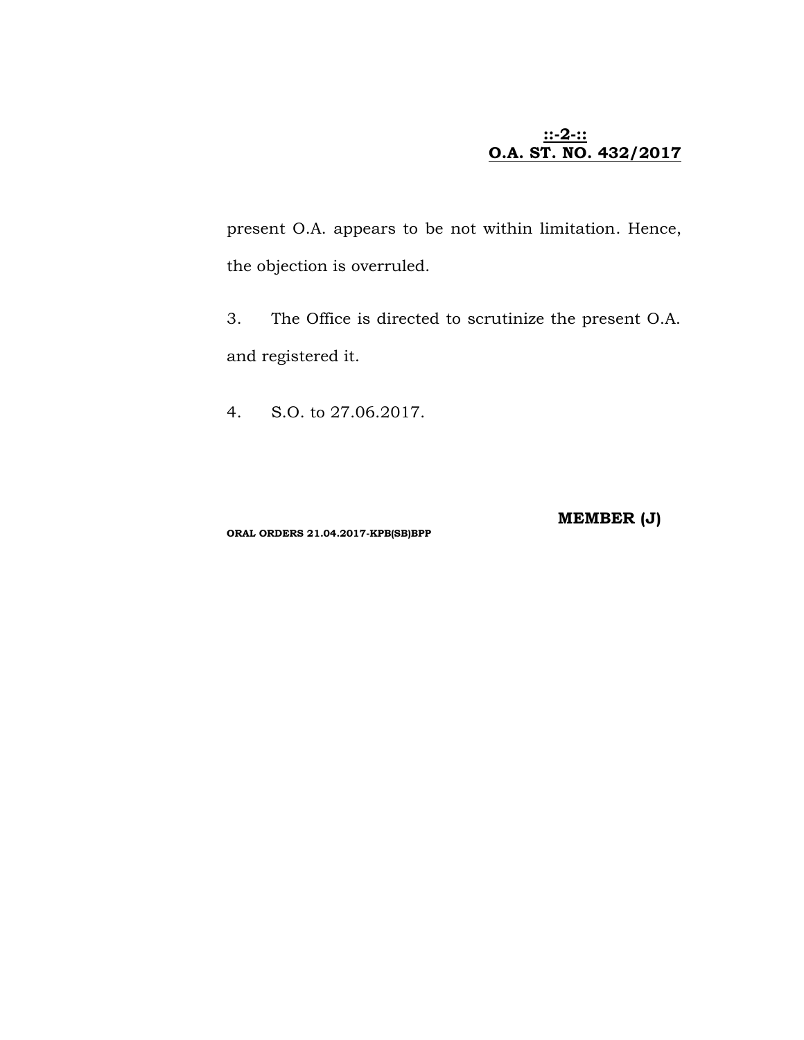present O.A. appears to be not within limitation. Hence, the objection is overruled.

3. The Office is directed to scrutinize the present O.A. and registered it.

4. S.O. to 27.06.2017.

**MEMBER (J)**

**ORAL ORDERS 21.04.2017-KPB(SB)BPP**